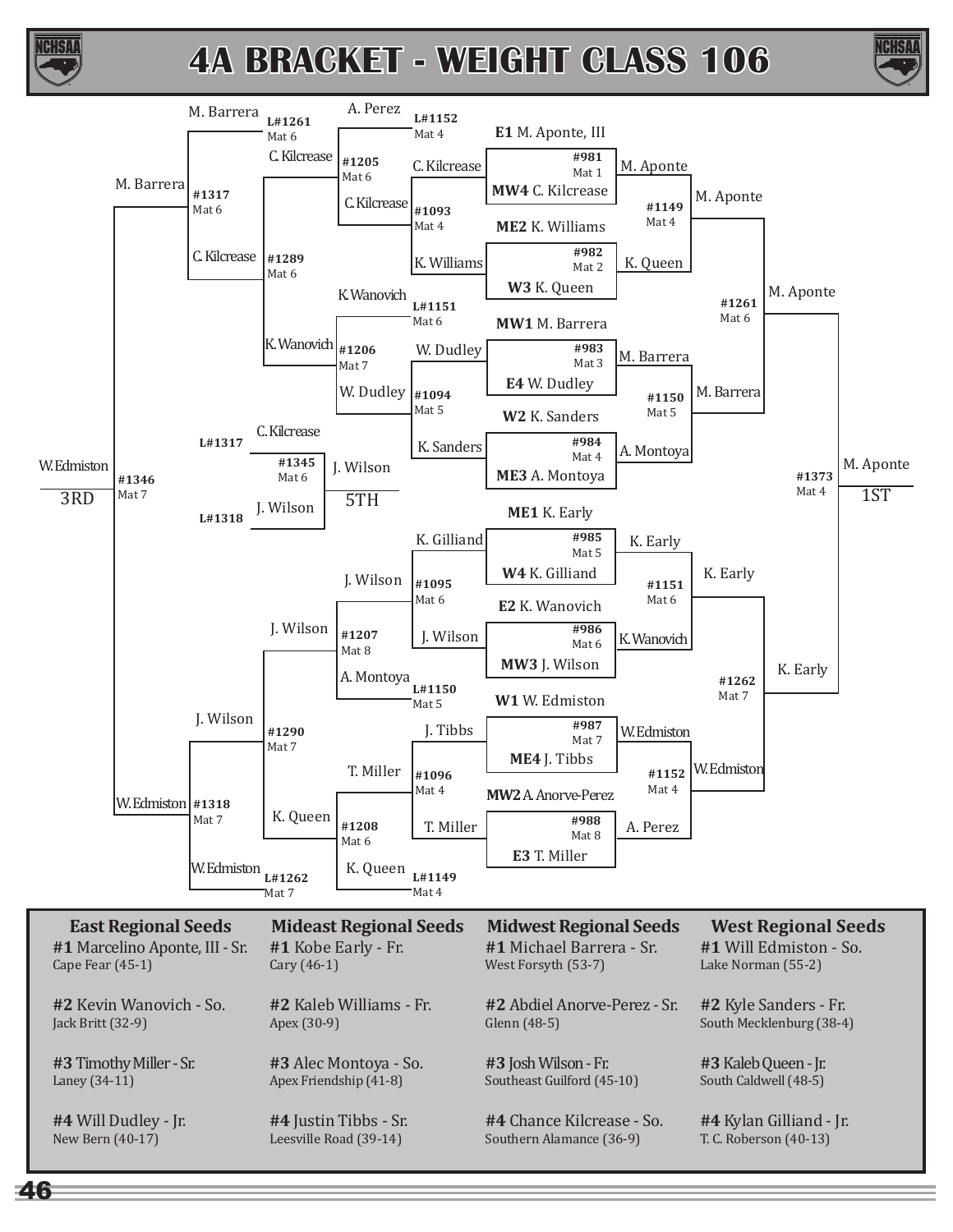# 4A BRACKET - WEIGHT CLASS 106

## Championship Bracket

### First Round

| Bout | Mat | Wrestler | Wrestler | Winner |
|---|---|---|---|---|
| #981 | Mat 1 | E1 M. Aponte, III | MW4 C. Kilcrease | M. Aponte |
| #982 | Mat 2 | ME2 K. Williams | W3 K. Queen | K. Queen |
| #983 | Mat 3 | MW1 M. Barrera | E4 W. Dudley | M. Barrera |
| #984 | Mat 4 | W2 K. Sanders | ME3 A. Montoya | A. Montoya |
| #985 | Mat 5 | ME1 K. Early | W4 K. Gilliand | K. Early |
| #986 | Mat 6 | E2 K. Wanovich | MW3 J. Wilson | K.Wanovich |
| #987 | Mat 7 | W1 W. Edmiston | ME4 J. Tibbs | W.Edmiston |
| #988 | Mat 8 | MW2 A. Anorve-Perez | E3 T. Miller | A. Perez |

### Quarterfinals

| Bout | Mat | Wrestler | Wrestler | Winner |
|---|---|---|---|---|
| #1149 | Mat 4 | M. Aponte | K. Queen | M. Aponte |
| #1150 | Mat 5 | M. Barrera | A. Montoya | M. Barrera |
| #1151 | Mat 6 | K. Early | K.Wanovich | K. Early |
| #1152 | Mat 4 | W.Edmiston | A. Perez | W.Edmiston |

### Semifinals

| Bout | Mat | Wrestler | Wrestler | Winner |
|---|---|---|---|---|
| #1261 | Mat 6 | M. Aponte | M. Barrera | M. Aponte |
| #1262 | Mat 7 | K. Early | W.Edmiston | K. Early |

### Final

| Bout | Mat | Wrestler | Wrestler | Winner |
|---|---|---|---|---|
| #1373 | Mat 4 | M. Aponte | K. Early | M. Aponte (1ST) |

## Consolation Bracket

### Consolation Round 1

| Bout | Mat | Wrestler | Wrestler | Winner |
|---|---|---|---|---|
| #1093 | Mat 4 | C. Kilcrease | K. Williams | C. Kilcrease |
| #1094 | Mat 5 | W. Dudley | K. Sanders | W. Dudley |
| #1095 | Mat 6 | K. Gilliand | J. Wilson | J. Wilson |
| #1096 | Mat 4 | J. Tibbs | T. Miller | T. Miller |

### Consolation Round 2

| Bout | Mat | Wrestler | Wrestler | Winner |
|---|---|---|---|---|
| #1205 | Mat 6 | A. Perez (L#1152, Mat 4) | C. Kilcrease | C. Kilcrease |
| #1206 | Mat 7 | K.Wanovich (L#1151, Mat 6) | W. Dudley | K.Wanovich |
| #1207 | Mat 8 | J. Wilson | A. Montoya (L#1150, Mat 5) | J. Wilson |
| #1208 | Mat 6 | T. Miller | K. Queen (L#1149, Mat 4) | K. Queen |

### Consolation Quarterfinals

| Bout | Mat | Wrestler | Wrestler | Winner |
|---|---|---|---|---|
| #1289 | Mat 6 | C. Kilcrease | K.Wanovich | C. Kilcrease |
| #1290 | Mat 7 | J. Wilson | K. Queen | J. Wilson |

### Consolation Semifinals

| Bout | Mat | Wrestler | Wrestler | Winner |
|---|---|---|---|---|
| #1317 | Mat 6 | M. Barrera (L#1261, Mat 6) | C. Kilcrease | M. Barrera |
| #1318 | Mat 7 | J. Wilson | W.Edmiston (L#1262, Mat 7) | W.Edmiston |

### 3rd Place

| Bout | Mat | Wrestler | Wrestler | Winner |
|---|---|---|---|---|
| #1346 | Mat 7 | M. Barrera | W.Edmiston | W.Edmiston (3RD) |

### 5th Place

| Bout | Mat | Wrestler | Wrestler | Winner |
|---|---|---|---|---|
| #1345 | Mat 6 | C. Kilcrease (L#1317) | J. Wilson (L#1318) | J. Wilson (5TH) |

## Regional Seeds

| East Regional Seeds | Mideast Regional Seeds | Midwest Regional Seeds | West Regional Seeds |
|---|---|---|---|
| **#1** Marcelino Aponte, III - Sr. Cape Fear (45-1) | **#1** Kobe Early - Fr. Cary (46-1) | **#1** Michael Barrera - Sr. West Forsyth (53-7) | **#1** Will Edmiston - So. Lake Norman (55-2) |
| **#2** Kevin Wanovich - So. Jack Britt (32-9) | **#2** Kaleb Williams - Fr. Apex (30-9) | **#2** Abdiel Anorve-Perez - Sr. Glenn (48-5) | **#2** Kyle Sanders - Fr. South Mecklenburg (38-4) |
| **#3** Timothy Miller - Sr. Laney (34-11) | **#3** Alec Montoya - So. Apex Friendship (41-8) | **#3** Josh Wilson - Fr. Southeast Guilford (45-10) | **#3** Kaleb Queen - Jr. South Caldwell (48-5) |
| **#4** Will Dudley - Jr. New Bern (40-17) | **#4** Justin Tibbs - Sr. Leesville Road (39-14) | **#4** Chance Kilcrease - So. Southern Alamance (36-9) | **#4** Kylan Gilliand - Jr. T. C. Roberson (40-13) |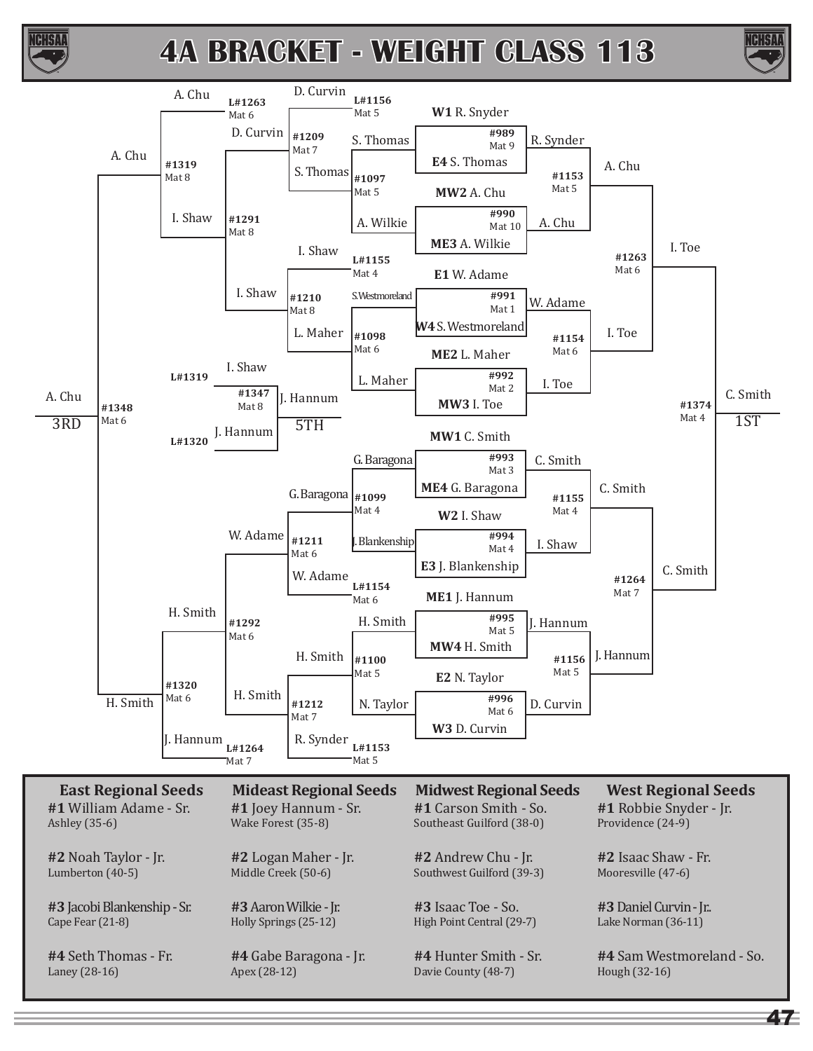# 4A BRACKET - WEIGHT CLASS 113

## Championship Bracket

| Match | Mat | Wrestlers | Winner |
|---|---|---|---|
| #989 | Mat 9 | W1 R. Snyder vs. E4 S. Thomas | R. Synder |
| #990 | Mat 10 | MW2 A. Chu vs. ME3 A. Wilkie | A. Chu |
| #991 | Mat 1 | E1 W. Adame vs. W4 S. Westmoreland | W. Adame |
| #992 | Mat 2 | ME2 L. Maher vs. MW3 I. Toe | I. Toe |
| #993 | Mat 3 | MW1 C. Smith vs. ME4 G. Baragona | C. Smith |
| #994 | Mat 4 | W2 I. Shaw vs. E3 J. Blankenship | I. Shaw |
| #995 | Mat 5 | ME1 J. Hannum vs. MW4 H. Smith | J. Hannum |
| #996 | Mat 6 | E2 N. Taylor vs. W3 D. Curvin | D. Curvin |
| #1153 | Mat 5 | R. Synder vs. A. Chu | A. Chu |
| #1154 | Mat 6 | W. Adame vs. I. Toe | I. Toe |
| #1155 | Mat 4 | C. Smith vs. I. Shaw | C. Smith |
| #1156 | Mat 5 | J. Hannum vs. D. Curvin | J. Hannum |
| #1263 | Mat 6 | A. Chu vs. I. Toe | I. Toe |
| #1264 | Mat 7 | C. Smith vs. J. Hannum | C. Smith |
| #1374 | Mat 4 | I. Toe vs. C. Smith | C. Smith (1ST) |

## Consolation Bracket

| Match | Mat | Wrestlers | Winner |
|---|---|---|---|
| #1097 | Mat 5 | S. Thomas vs. A. Wilkie | S. Thomas |
| #1098 | Mat 6 | S.Westmoreland vs. L. Maher | L. Maher |
| #1099 | Mat 4 | G.Baragona vs. J.Blankenship | G.Baragona |
| #1100 | Mat 5 | H. Smith vs. N. Taylor | H. Smith |
| #1209 | Mat 7 | D. Curvin (L#1156) vs. S. Thomas | D. Curvin |
| #1210 | Mat 8 | I. Shaw (L#1155) vs. L. Maher | I. Shaw |
| #1211 | Mat 6 | G.Baragona vs. W. Adame (L#1154) | W. Adame |
| #1212 | Mat 7 | H. Smith vs. R. Synder (L#1153) | H. Smith |
| #1291 | Mat 8 | D. Curvin vs. I. Shaw | I. Shaw |
| #1292 | Mat 6 | W. Adame vs. H. Smith | H. Smith |
| #1319 | Mat 8 | A. Chu (L#1263) vs. I. Shaw | A. Chu |
| #1320 | Mat 6 | H. Smith vs. J. Hannum (L#1264) | H. Smith |
| #1348 | Mat 6 | A. Chu vs. H. Smith | A. Chu (3RD) |
| #1347 | Mat 8 | I. Shaw (L#1319) vs. J. Hannum (L#1320) | J. Hannum (5TH) |

## Regional Seeds

| East Regional Seeds | Mideast Regional Seeds | Midwest Regional Seeds | West Regional Seeds |
|---|---|---|---|
| **#1** William Adame - Sr. Ashley (35-6) | **#1** Joey Hannum - Sr. Wake Forest (35-8) | **#1** Carson Smith - So. Southeast Guilford (38-0) | **#1** Robbie Snyder - Jr. Providence (24-9) |
| **#2** Noah Taylor - Jr. Lumberton (40-5) | **#2** Logan Maher - Jr. Middle Creek (50-6) | **#2** Andrew Chu - Jr. Southwest Guilford (39-3) | **#2** Isaac Shaw - Fr. Mooresville (47-6) |
| **#3** Jacobi Blankenship - Sr. Cape Fear (21-8) | **#3** Aaron Wilkie - Jr. Holly Springs (25-12) | **#3** Isaac Toe - So. High Point Central (29-7) | **#3** Daniel Curvin - Jr. Lake Norman (36-11) |
| **#4** Seth Thomas - Fr. Laney (28-16) | **#4** Gabe Baragona - Jr. Apex (28-12) | **#4** Hunter Smith - Sr. Davie County (48-7) | **#4** Sam Westmoreland - So. Hough (32-16) |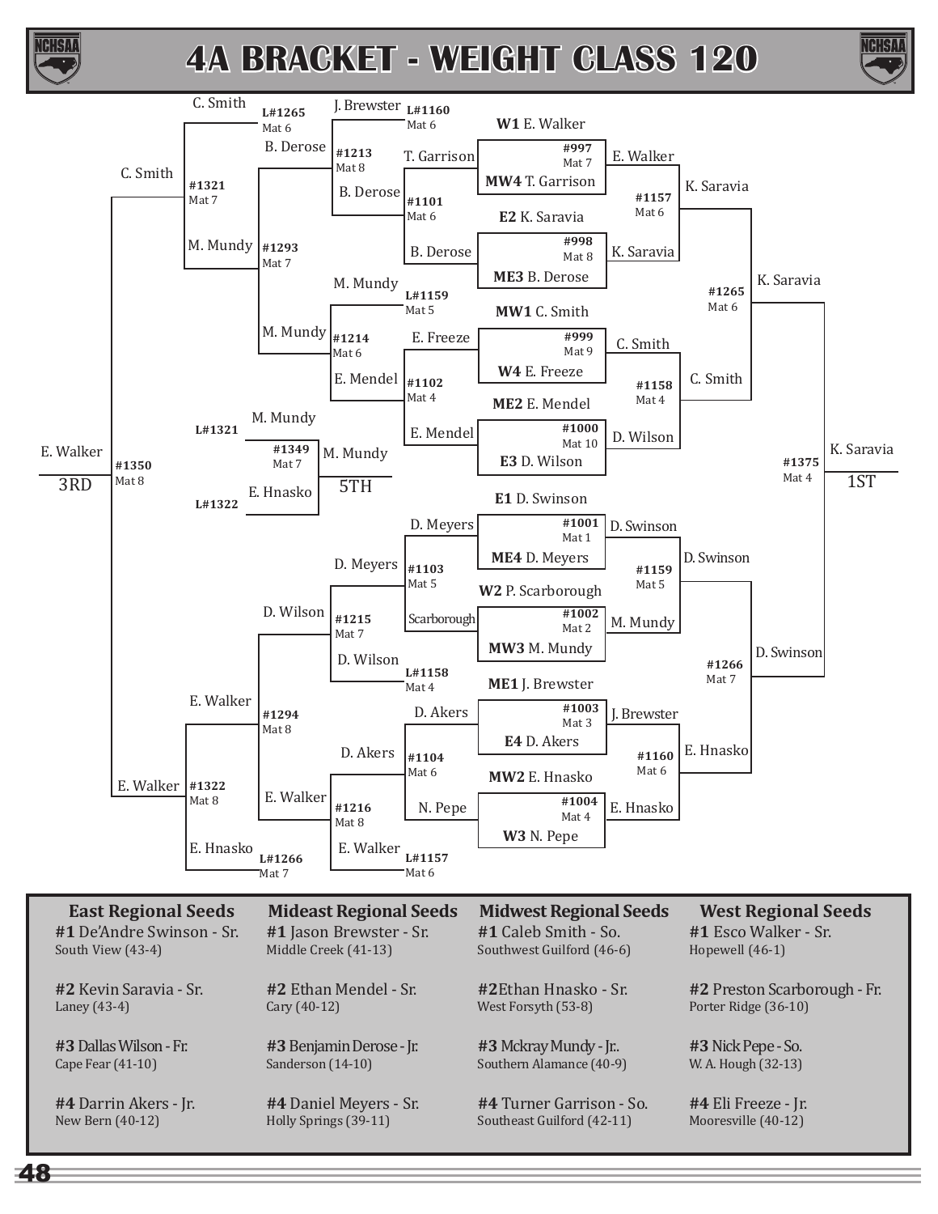# 4A BRACKET - WEIGHT CLASS 120

## Championship Bracket

### First Round

| Bout | Mat | Wrestler | Wrestler | Winner |
|---|---|---|---|---|
| #997 | Mat 7 | W1 E. Walker | MW4 T. Garrison | E. Walker |
| #998 | Mat 8 | E2 K. Saravia | ME3 B. Derose | K. Saravia |
| #999 | Mat 9 | MW1 C. Smith | W4 E. Freeze | C. Smith |
| #1000 | Mat 10 | ME2 E. Mendel | E3 D. Wilson | D. Wilson |
| #1001 | Mat 1 | E1 D. Swinson | ME4 D. Meyers | D. Swinson |
| #1002 | Mat 2 | W2 P. Scarborough | MW3 M. Mundy | M. Mundy |
| #1003 | Mat 3 | ME1 J. Brewster | E4 D. Akers | J. Brewster |
| #1004 | Mat 4 | MW2 E. Hnasko | W3 N. Pepe | E. Hnasko |

### Quarterfinals

| Bout | Mat | Wrestler | Wrestler | Winner |
|---|---|---|---|---|
| #1157 | Mat 6 | E. Walker | K. Saravia | K. Saravia |
| #1158 | Mat 4 | C. Smith | D. Wilson | C. Smith |
| #1159 | Mat 5 | D. Swinson | M. Mundy | D. Swinson |
| #1160 | Mat 6 | J. Brewster | E. Hnasko | E. Hnasko |

### Semifinals

| Bout | Mat | Wrestler | Wrestler | Winner |
|---|---|---|---|---|
| #1265 | Mat 6 | K. Saravia | C. Smith | K. Saravia |
| #1266 | Mat 7 | D. Swinson | E. Hnasko | D. Swinson |

### Final

| Bout | Mat | Wrestler | Wrestler | Winner |
|---|---|---|---|---|
| #1375 | Mat 4 | K. Saravia | D. Swinson | K. Saravia – 1ST |

## Consolation Bracket

### Consolation First Round

| Bout | Mat | Wrestler | Wrestler | Winner |
|---|---|---|---|---|
| #1101 | Mat 6 | T. Garrison | B. Derose | B. Derose |
| #1102 | Mat 4 | E. Freeze | E. Mendel | E. Mendel |
| #1103 | Mat 5 | D. Meyers | Scarborough | D. Meyers |
| #1104 | Mat 6 | D. Akers | N. Pepe | D. Akers |

### Consolation Second Round

| Bout | Mat | Wrestler | Wrestler | Winner |
|---|---|---|---|---|
| #1213 | Mat 8 | J. Brewster (L#1160, Mat 6) | B. Derose | B. Derose |
| #1214 | Mat 6 | M. Mundy (L#1159, Mat 5) | E. Mendel | M. Mundy |
| #1215 | Mat 7 | D. Meyers | D. Wilson (L#1158, Mat 4) | D. Wilson |
| #1216 | Mat 8 | D. Akers | E. Walker (L#1157, Mat 6) | E. Walker |

### Consolation Quarterfinals

| Bout | Mat | Wrestler | Wrestler | Winner |
|---|---|---|---|---|
| #1293 | Mat 7 | B. Derose | M. Mundy | M. Mundy |
| #1294 | Mat 8 | D. Wilson | E. Walker | E. Walker |

### Consolation Semifinals

| Bout | Mat | Wrestler | Wrestler | Winner |
|---|---|---|---|---|
| #1321 | Mat 7 | C. Smith (L#1265, Mat 6) | M. Mundy | C. Smith |
| #1322 | Mat 8 | E. Walker | E. Hnasko (L#1266, Mat 7) | E. Walker |

### 3rd Place

| Bout | Mat | Wrestler | Wrestler | Winner |
|---|---|---|---|---|
| #1350 | Mat 8 | C. Smith | E. Walker | E. Walker – 3RD |

### 5th Place

| Bout | Mat | Wrestler | Wrestler | Winner |
|---|---|---|---|---|
| #1349 | Mat 7 | M. Mundy (L#1321) | E. Hnasko (L#1322) | M. Mundy – 5TH |

## Regional Seeds

| East Regional Seeds | Mideast Regional Seeds | Midwest Regional Seeds | West Regional Seeds |
|---|---|---|---|
| **#1** De'Andre Swinson - Sr. South View (43-4) | **#1** Jason Brewster - Sr. Middle Creek (41-13) | **#1** Caleb Smith - So. Southwest Guilford (46-6) | **#1** Esco Walker - Sr. Hopewell (46-1) |
| **#2** Kevin Saravia - Sr. Laney (43-4) | **#2** Ethan Mendel - Sr. Cary (40-12) | **#2** Ethan Hnasko - Sr. West Forsyth (53-8) | **#2** Preston Scarborough - Fr. Porter Ridge (36-10) |
| **#3** Dallas Wilson - Fr. Cape Fear (41-10) | **#3** Benjamin Derose - Jr. Sanderson (14-10) | **#3** Mckray Mundy - Jr.. Southern Alamance (40-9) | **#3** Nick Pepe - So. W. A. Hough (32-13) |
| **#4** Darrin Akers - Jr. New Bern (40-12) | **#4** Daniel Meyers - Sr. Holly Springs (39-11) | **#4** Turner Garrison - So. Southeast Guilford (42-11) | **#4** Eli Freeze - Jr. Mooresville (40-12) |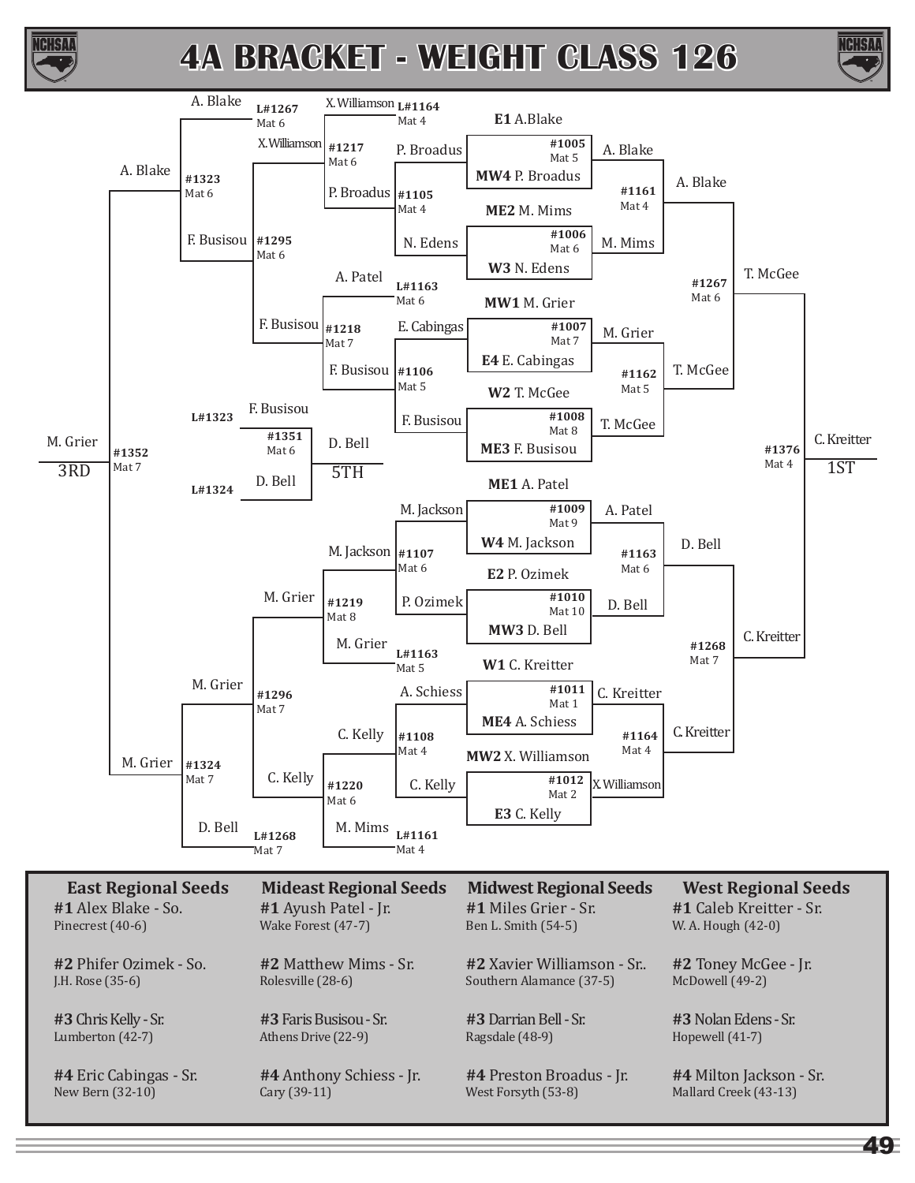# 4A BRACKET - WEIGHT CLASS 126

## Championship Bracket – First Round

| Bout | Mat | Wrestler 1 | Wrestler 2 | Winner |
|---|---|---|---|---|
| #1005 | Mat 5 | E1 A.Blake | MW4 P. Broadus | A. Blake |
| #1006 | Mat 6 | ME2 M. Mims | W3 N. Edens | M. Mims |
| #1007 | Mat 7 | MW1 M. Grier | E4 E. Cabingas | M. Grier |
| #1008 | Mat 8 | W2 T. McGee | ME3 F. Busisou | T. McGee |
| #1009 | Mat 9 | ME1 A. Patel | W4 M. Jackson | A. Patel |
| #1010 | Mat 10 | E2 P. Ozimek | MW3 D. Bell | D. Bell |
| #1011 | Mat 1 | W1 C. Kreitter | ME4 A. Schiess | C. Kreitter |
| #1012 | Mat 2 | MW2 X. Williamson | E3 C. Kelly | X. Williamson |

## Championship Bracket – Quarterfinals and Beyond

| Bout | Mat | Wrestler 1 | Wrestler 2 | Winner |
|---|---|---|---|---|
| #1161 | Mat 4 | A. Blake | M. Mims | A. Blake |
| #1162 | Mat 5 | M. Grier | T. McGee | T. McGee |
| #1163 | Mat 6 | A. Patel | D. Bell | D. Bell |
| #1164 | Mat 4 | C. Kreitter | X. Williamson | C. Kreitter |
| #1267 | Mat 6 | A. Blake | T. McGee | T. McGee |
| #1268 | Mat 7 | D. Bell | C. Kreitter | C. Kreitter |
| #1376 | Mat 4 | T. McGee | C. Kreitter | C. Kreitter – 1ST |

## Consolation Bracket

| Bout | Mat | Wrestler 1 | Wrestler 2 | Winner |
|---|---|---|---|---|
| #1105 | Mat 4 | P. Broadus | N. Edens | P. Broadus |
| #1106 | Mat 5 | E. Cabingas | F. Busisou | F. Busisou |
| #1107 | Mat 6 | M. Jackson | P. Ozimek | M. Jackson |
| #1108 | Mat 4 | A. Schiess | C. Kelly | C. Kelly |
| #1217 | Mat 6 | X. Williamson (L#1164) | P. Broadus | X. Williamson |
| #1218 | Mat 7 | A. Patel (L#1163) | F. Busisou | F. Busisou |
| #1219 | Mat 8 | M. Jackson | M. Grier (L#1163) | M. Grier |
| #1220 | Mat 6 | C. Kelly | M. Mims (L#1161) | C. Kelly |
| #1295 | Mat 6 | X. Williamson | F. Busisou | F. Busisou |
| #1296 | Mat 7 | M. Grier | C. Kelly | M. Grier |
| #1323 | Mat 6 | A. Blake (L#1267) | F. Busisou | A. Blake |
| #1324 | Mat 7 | M. Grier | D. Bell (L#1268) | M. Grier |
| #1351 | Mat 6 | F. Busisou (L#1323) | D. Bell (L#1324) | D. Bell – 5TH |
| #1352 | Mat 7 | A. Blake | M. Grier | M. Grier – 3RD |

**1ST:** C. Kreitter
**3RD:** M. Grier
**5TH:** D. Bell

## East Regional Seeds

**#1** Alex Blake - So.
Pinecrest (40-6)

**#2** Phifer Ozimek - So.
J.H. Rose (35-6)

**#3** Chris Kelly - Sr.
Lumberton (42-7)

**#4** Eric Cabingas - Sr.
New Bern (32-10)

## Mideast Regional Seeds

**#1** Ayush Patel - Jr.
Wake Forest (47-7)

**#2** Matthew Mims - Sr.
Rolesville (28-6)

**#3** Faris Busisou - Sr.
Athens Drive (22-9)

**#4** Anthony Schiess - Jr.
Cary (39-11)

## Midwest Regional Seeds

**#1** Miles Grier - Sr.
Ben L. Smith (54-5)

**#2** Xavier Williamson - Sr..
Southern Alamance (37-5)

**#3** Darrian Bell - Sr.
Ragsdale (48-9)

**#4** Preston Broadus - Jr.
West Forsyth (53-8)

## West Regional Seeds

**#1** Caleb Kreitter - Sr.
W. A. Hough (42-0)

**#2** Toney McGee - Jr.
McDowell (49-2)

**#3** Nolan Edens - Sr.
Hopewell (41-7)

**#4** Milton Jackson - Sr.
Mallard Creek (43-13)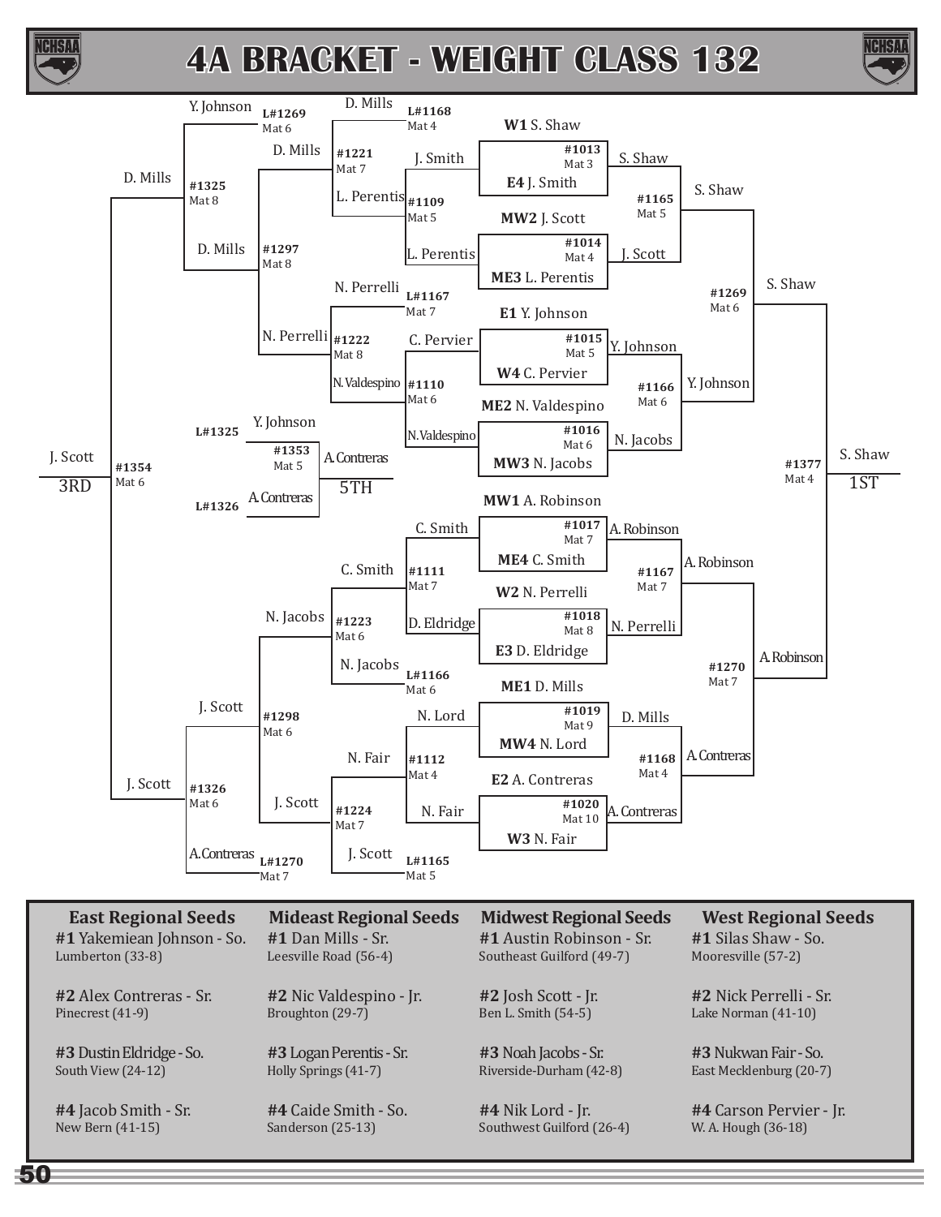# 4A BRACKET - WEIGHT CLASS 132

## Championship Bracket

### First Round

| Match | Mat | Wrestler 1 | Wrestler 2 | Winner |
|---|---|---|---|---|
| #1013 | Mat 3 | W1 S. Shaw | E4 J. Smith | S. Shaw |
| #1014 | Mat 4 | MW2 J. Scott | ME3 L. Perentis | J. Scott |
| #1015 | Mat 5 | E1 Y. Johnson | W4 C. Pervier | Y. Johnson |
| #1016 | Mat 6 | ME2 N. Valdespino | MW3 N. Jacobs | N. Jacobs |
| #1017 | Mat 7 | MW1 A. Robinson | ME4 C. Smith | A. Robinson |
| #1018 | Mat 8 | W2 N. Perrelli | E3 D. Eldridge | N. Perrelli |
| #1019 | Mat 9 | ME1 D. Mills | MW4 N. Lord | D. Mills |
| #1020 | Mat 10 | E2 A. Contreras | W3 N. Fair | A. Contreras |

### Quarterfinals

| Match | Mat | Wrestler 1 | Wrestler 2 | Winner |
|---|---|---|---|---|
| #1165 | Mat 5 | S. Shaw | J. Scott | S. Shaw |
| #1166 | Mat 6 | Y. Johnson | N. Jacobs | Y. Johnson |
| #1167 | Mat 7 | A. Robinson | N. Perrelli | A. Robinson |
| #1168 | Mat 4 | D. Mills | A. Contreras | A. Contreras |

### Semifinals

| Match | Mat | Wrestler 1 | Wrestler 2 | Winner |
|---|---|---|---|---|
| #1269 | Mat 6 | S. Shaw | Y. Johnson | S. Shaw |
| #1270 | Mat 7 | A. Robinson | A. Contreras | A. Robinson |

### Final

| Match | Mat | Wrestler 1 | Wrestler 2 | Winner |
|---|---|---|---|---|
| #1377 | Mat 4 | S. Shaw | A. Robinson | S. Shaw – 1ST |

## Consolation Bracket

| Match | Mat | Wrestler 1 | Wrestler 2 | Winner |
|---|---|---|---|---|
| #1109 | Mat 5 | J. Smith | L. Perentis | L. Perentis |
| #1110 | Mat 6 | C. Pervier | N. Valdespino | N. Valdespino |
| #1111 | Mat 7 | C. Smith | D. Eldridge | C. Smith |
| #1112 | Mat 4 | N. Lord | N. Fair | N. Fair |
| #1221 | Mat 7 | D. Mills (L#1168) | L. Perentis | D. Mills |
| #1222 | Mat 8 | N. Perrelli (L#1167) | N. Valdespino | N. Perrelli |
| #1223 | Mat 6 | C. Smith | N. Jacobs (L#1166) | N. Jacobs |
| #1224 | Mat 7 | N. Fair | J. Scott (L#1165) | J. Scott |
| #1297 | Mat 8 | D. Mills | N. Perrelli | D. Mills |
| #1298 | Mat 6 | N. Jacobs | J. Scott | J. Scott |
| #1325 | Mat 8 | Y. Johnson (L#1269) | D. Mills | D. Mills |
| #1326 | Mat 6 | J. Scott | A. Contreras (L#1270) | J. Scott |
| #1353 | Mat 5 | Y. Johnson (L#1325) | A. Contreras (L#1326) | A. Contreras – 5TH |
| #1354 | Mat 6 | D. Mills | J. Scott | J. Scott – 3RD |

## Regional Seeds

| East Regional Seeds | Mideast Regional Seeds | Midwest Regional Seeds | West Regional Seeds |
|---|---|---|---|
| #1 Yakemiean Johnson - So. Lumberton (33-8) | #1 Dan Mills - Sr. Leesville Road (56-4) | #1 Austin Robinson - Sr. Southeast Guilford (49-7) | #1 Silas Shaw - So. Mooresville (57-2) |
| #2 Alex Contreras - Sr. Pinecrest (41-9) | #2 Nic Valdespino - Jr. Broughton (29-7) | #2 Josh Scott - Jr. Ben L. Smith (54-5) | #2 Nick Perrelli - Sr. Lake Norman (41-10) |
| #3 Dustin Eldridge - So. South View (24-12) | #3 Logan Perentis - Sr. Holly Springs (41-7) | #3 Noah Jacobs - Sr. Riverside-Durham (42-8) | #3 Nukwan Fair - So. East Mecklenburg (20-7) |
| #4 Jacob Smith - Sr. New Bern (41-15) | #4 Caide Smith - So. Sanderson (25-13) | #4 Nik Lord - Jr. Southwest Guilford (26-4) | #4 Carson Pervier - Jr. W. A. Hough (36-18) |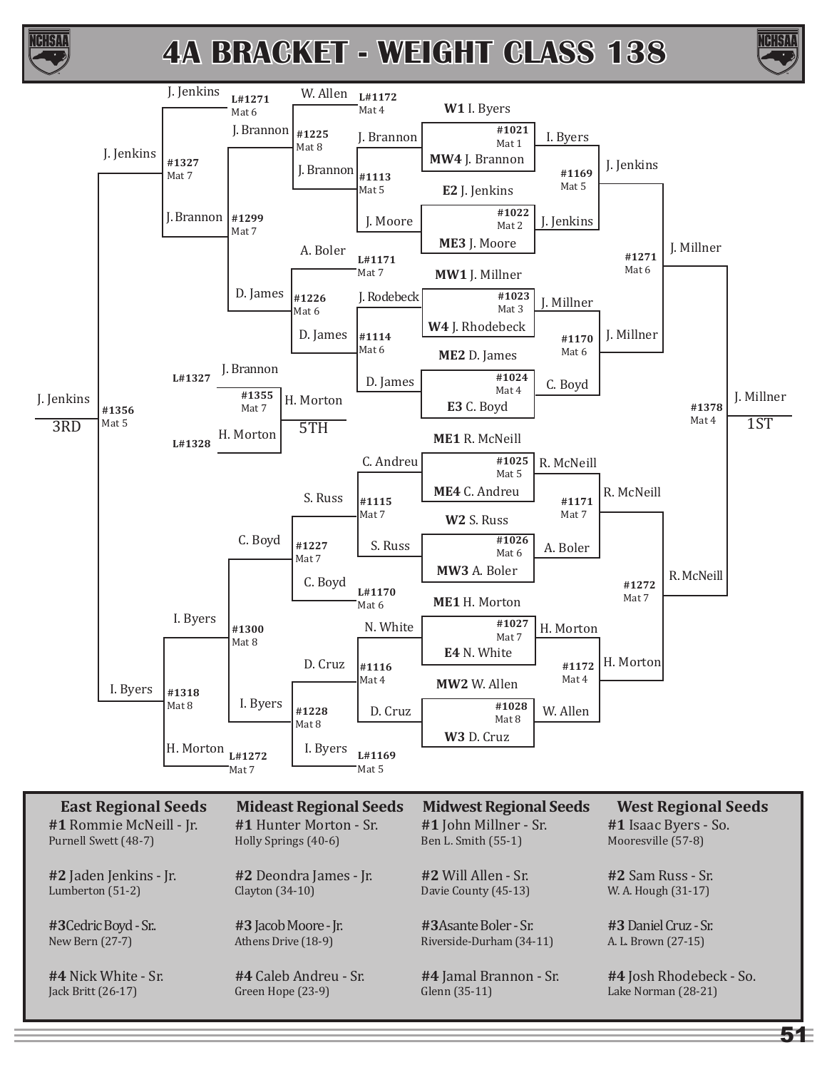# 4A BRACKET - WEIGHT CLASS 138

## Championship Bracket

| Bout | Mat | Wrestler | Wrestler | Winner |
|---|---|---|---|---|
| #1021 | Mat 1 | W1 I. Byers | MW4 J. Brannon | I. Byers |
| #1022 | Mat 2 | E2 J. Jenkins | ME3 J. Moore | J. Jenkins |
| #1023 | Mat 3 | MW1 J. Millner | W4 J. Rhodebeck | J. Millner |
| #1024 | Mat 4 | ME2 D. James | E3 C. Boyd | C. Boyd |
| #1025 | Mat 5 | ME1 R. McNeill | ME4 C. Andreu | R. McNeill |
| #1026 | Mat 6 | W2 S. Russ | MW3 A. Boler | A. Boler |
| #1027 | Mat 7 | ME1 H. Morton | E4 N. White | H. Morton |
| #1028 | Mat 8 | MW2 W. Allen | W3 D. Cruz | W. Allen |
| #1169 | Mat 5 | I. Byers | J. Jenkins | J. Jenkins |
| #1170 | Mat 6 | J. Millner | C. Boyd | J. Millner |
| #1171 | Mat 7 | R. McNeill | A. Boler | R. McNeill |
| #1172 | Mat 4 | H. Morton | W. Allen | H. Morton |
| #1271 | Mat 6 | J. Jenkins | J. Millner | J. Millner |
| #1272 | Mat 7 | R. McNeill | H. Morton | R. McNeill |
| #1378 | Mat 4 | J. Millner | R. McNeill | J. Millner — 1ST |

## Consolation Bracket

| Bout | Mat | Wrestler | Wrestler | Winner |
|---|---|---|---|---|
| #1113 | Mat 5 | J. Brannon | J. Moore | J. Brannon |
| #1114 | Mat 6 | J. Rodebeck | D. James | D. James |
| #1115 | Mat 7 | C. Andreu | S. Russ | S. Russ |
| #1116 | Mat 4 | N. White | D. Cruz | D. Cruz |
| #1225 | Mat 8 | W. Allen (L#1172, Mat 4) | J. Brannon | J. Brannon |
| #1226 | Mat 6 | A. Boler (L#1171, Mat 7) | D. James | D. James |
| #1227 | Mat 7 | S. Russ | C. Boyd (L#1170, Mat 6) | C. Boyd |
| #1228 | Mat 8 | D. Cruz | I. Byers (L#1169, Mat 5) | I. Byers |
| #1299 | Mat 7 | J. Brannon | D. James | J. Brannon |
| #1300 | Mat 8 | C. Boyd | I. Byers | I. Byers |
| #1327 | Mat 7 | J. Jenkins (L#1271, Mat 6) | J. Brannon | J. Jenkins |
| #1318 | Mat 8 | I. Byers | H. Morton (L#1272, Mat 7) | I. Byers |
| #1356 | Mat 5 | J. Jenkins | I. Byers | J. Jenkins — 3RD |
| #1355 | Mat 7 | J. Brannon (L#1327) | H. Morton (L#1328) | H. Morton — 5TH |

## Regional Seeds

| East Regional Seeds | Mideast Regional Seeds | Midwest Regional Seeds | West Regional Seeds |
|---|---|---|---|
| **#1** Rommie McNeill - Jr.<br>Purnell Swett (48-7) | **#1** Hunter Morton - Sr.<br>Holly Springs (40-6) | **#1** John Millner - Sr.<br>Ben L. Smith (55-1) | **#1** Isaac Byers - So.<br>Mooresville (57-8) |
| **#2** Jaden Jenkins - Jr.<br>Lumberton (51-2) | **#2** Deondra James - Jr.<br>Clayton (34-10) | **#2** Will Allen - Sr.<br>Davie County (45-13) | **#2** Sam Russ - Sr.<br>W. A. Hough (31-17) |
| **#3** Cedric Boyd - Sr.<br>New Bern (27-7) | **#3** Jacob Moore - Jr.<br>Athens Drive (18-9) | **#3** Asante Boler - Sr.<br>Riverside-Durham (34-11) | **#3** Daniel Cruz - Sr.<br>A. L. Brown (27-15) |
| **#4** Nick White - Sr.<br>Jack Britt (26-17) | **#4** Caleb Andreu - Sr.<br>Green Hope (23-9) | **#4** Jamal Brannon - Sr.<br>Glenn (35-11) | **#4** Josh Rhodebeck - So.<br>Lake Norman (28-21) |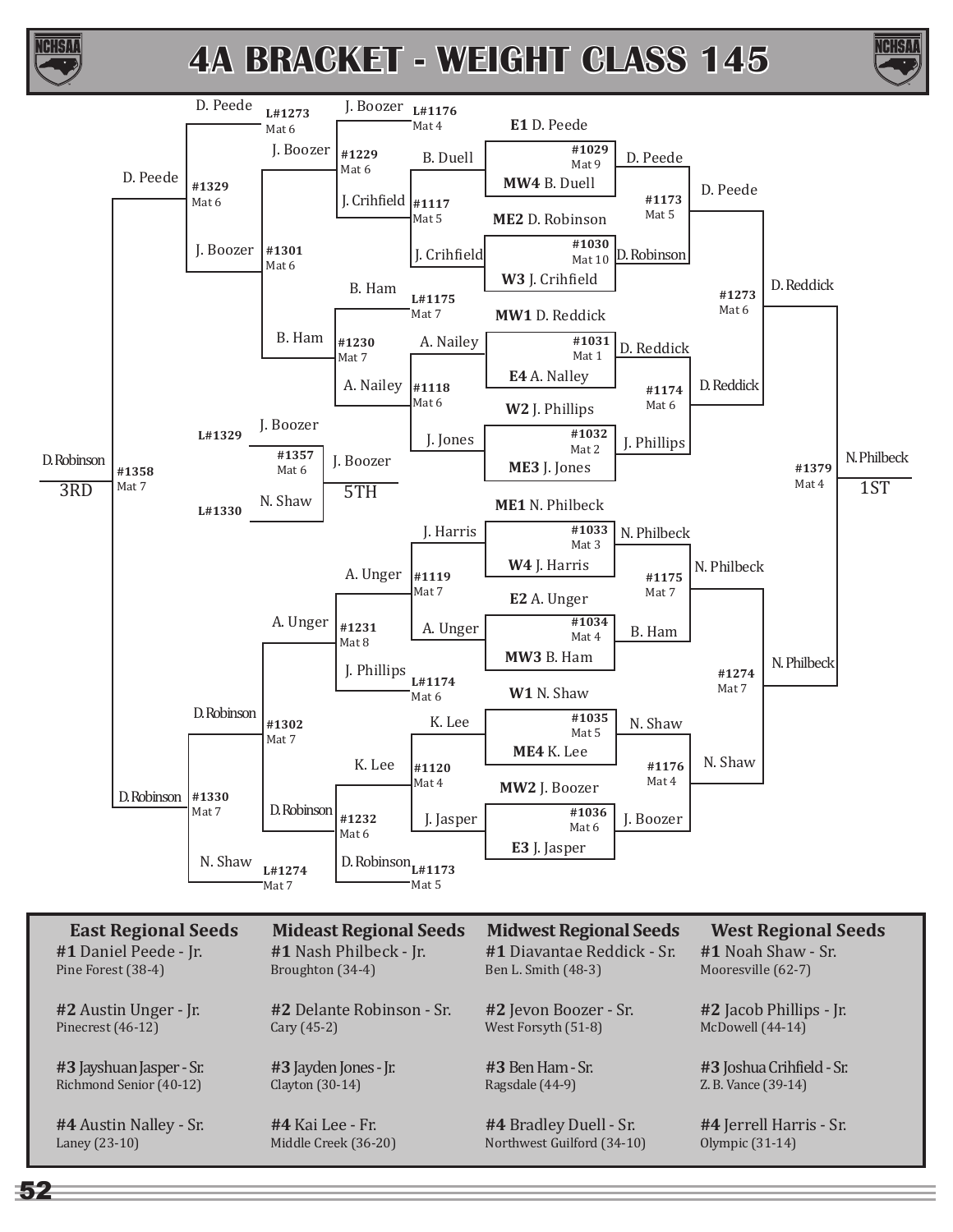# 4A BRACKET - WEIGHT CLASS 145

## Championship Bracket

| Match | Mat | Wrestler 1 | Wrestler 2 | Winner |
|---|---|---|---|---|
| #1029 | Mat 9 | E1 D. Peede | MW4 B. Duell | D. Peede |
| #1030 | Mat 10 | ME2 D. Robinson | W3 J. Crihfield | D. Robinson |
| #1031 | Mat 1 | MW1 D. Reddick | E4 A. Nalley | D. Reddick |
| #1032 | Mat 2 | W2 J. Phillips | ME3 J. Jones | J. Phillips |
| #1033 | Mat 3 | ME1 N. Philbeck | W4 J. Harris | N. Philbeck |
| #1034 | Mat 4 | E2 A. Unger | MW3 B. Ham | B. Ham |
| #1035 | Mat 5 | W1 N. Shaw | ME4 K. Lee | N. Shaw |
| #1036 | Mat 6 | MW2 J. Boozer | E3 J. Jasper | J. Boozer |
| #1173 | Mat 5 | D. Peede | D. Robinson | D. Peede |
| #1174 | Mat 6 | D. Reddick | J. Phillips | D. Reddick |
| #1175 | Mat 7 | N. Philbeck | B. Ham | N. Philbeck |
| #1176 | Mat 4 | N. Shaw | J. Boozer | N. Shaw |
| #1273 | Mat 6 | D. Peede | D. Reddick | D. Reddick |
| #1274 | Mat 7 | N. Philbeck | N. Shaw | N. Philbeck |
| #1379 | Mat 4 | D. Reddick | N. Philbeck | N. Philbeck (1ST) |

## Consolation Bracket

| Match | Mat | Wrestler 1 | Wrestler 2 | Winner |
|---|---|---|---|---|
| #1117 | Mat 5 | B. Duell | J. Crihfield | J. Crihfield |
| #1118 | Mat 6 | A. Nailey | J. Jones | A. Nailey |
| #1119 | Mat 7 | J. Harris | A. Unger | A. Unger |
| #1120 | Mat 4 | K. Lee | J. Jasper | K. Lee |
| #1229 | Mat 6 | J. Boozer (L#1176, Mat 4) | J. Crihfield | J. Boozer |
| #1230 | Mat 7 | B. Ham (L#1175, Mat 7) | A. Nailey | B. Ham |
| #1231 | Mat 8 | A. Unger | J. Phillips (L#1174, Mat 6) | A. Unger |
| #1232 | Mat 6 | K. Lee | D. Robinson (L#1173, Mat 5) | D. Robinson |
| #1301 | Mat 6 | J. Boozer | B. Ham | J. Boozer |
| #1302 | Mat 7 | A. Unger | D. Robinson | D. Robinson |
| #1329 | Mat 6 | D. Peede (L#1273, Mat 6) | J. Boozer | D. Peede |
| #1330 | Mat 7 | D. Robinson | N. Shaw (L#1274, Mat 7) | D. Robinson |
| #1358 | Mat 7 | D. Peede | D. Robinson | D. Robinson (3RD) |
| #1357 | Mat 6 | J. Boozer (L#1329) | N. Shaw (L#1330) | J. Boozer (5TH) |

## Regional Seeds

| East Regional Seeds | Mideast Regional Seeds | Midwest Regional Seeds | West Regional Seeds |
|---|---|---|---|
| **#1** Daniel Peede - Jr. Pine Forest (38-4) | **#1** Nash Philbeck - Jr. Broughton (34-4) | **#1** Diavantae Reddick - Sr. Ben L. Smith (48-3) | **#1** Noah Shaw - Sr. Mooresville (62-7) |
| **#2** Austin Unger - Jr. Pinecrest (46-12) | **#2** Delante Robinson - Sr. Cary (45-2) | **#2** Jevon Boozer - Sr. West Forsyth (51-8) | **#2** Jacob Phillips - Jr. McDowell (44-14) |
| **#3** Jayshuan Jasper - Sr. Richmond Senior (40-12) | **#3** Jayden Jones - Jr. Clayton (30-14) | **#3** Ben Ham - Sr. Ragsdale (44-9) | **#3** Joshua Crihfield - Sr. Z. B. Vance (39-14) |
| **#4** Austin Nalley - Sr. Laney (23-10) | **#4** Kai Lee - Fr. Middle Creek (36-20) | **#4** Bradley Duell - Sr. Northwest Guilford (34-10) | **#4** Jerrell Harris - Sr. Olympic (31-14) |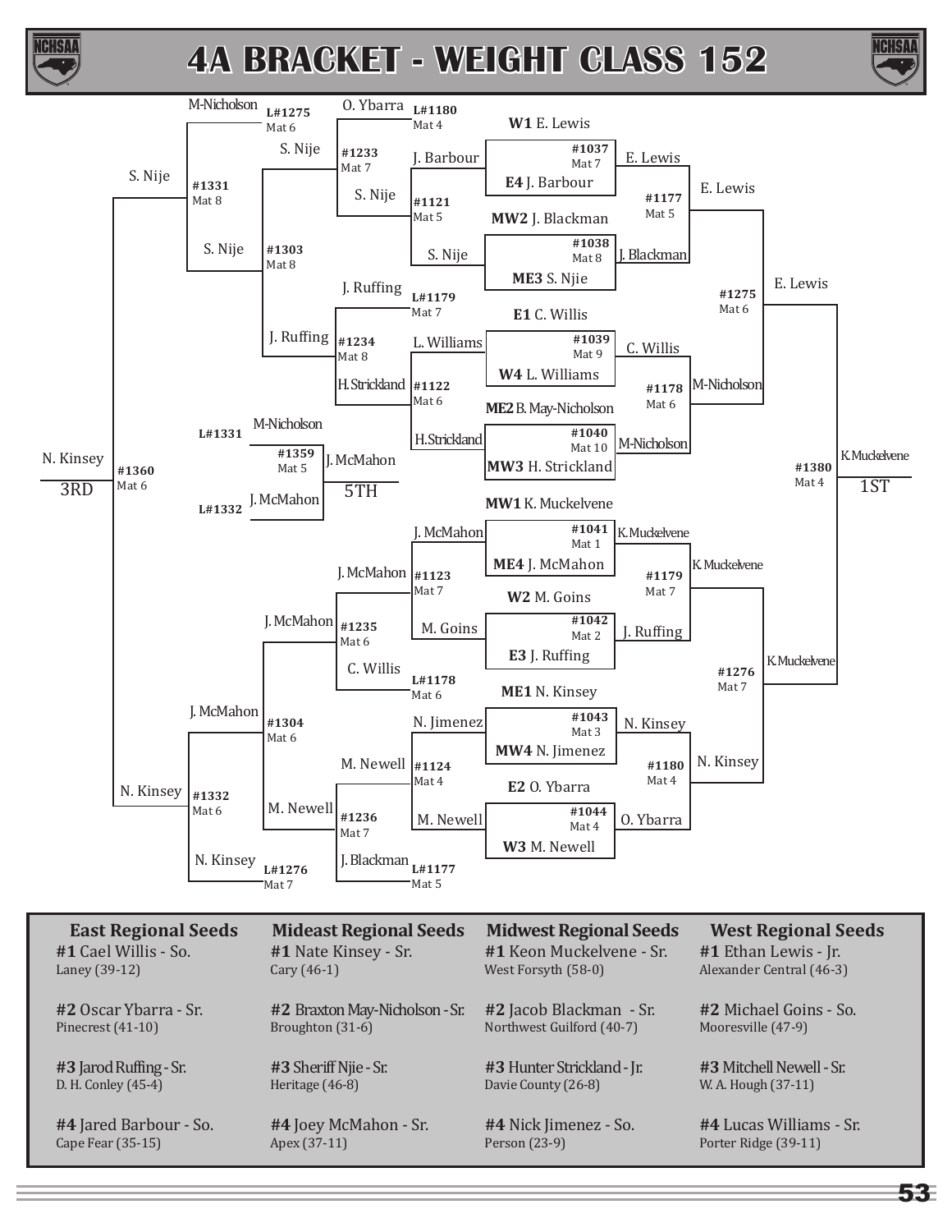# 4A BRACKET - WEIGHT CLASS 152

## Championship Bracket

### First Round

| Bout | Mat | Wrestler 1 | Wrestler 2 | Winner |
|---|---|---|---|---|
| #1037 | Mat 7 | W1 E. Lewis | E4 J. Barbour | E. Lewis |
| #1038 | Mat 8 | MW2 J. Blackman | ME3 S. Njie | J. Blackman |
| #1039 | Mat 9 | E1 C. Willis | W4 L. Williams | C. Willis |
| #1040 | Mat 10 | ME2 B. May-Nicholson | MW3 H. Strickland | M-Nicholson |
| #1041 | Mat 1 | MW1 K. Muckelvene | ME4 J. McMahon | K. Muckelvene |
| #1042 | Mat 2 | W2 M. Goins | E3 J. Ruffing | J. Ruffing |
| #1043 | Mat 3 | ME1 N. Kinsey | MW4 N. Jimenez | N. Kinsey |
| #1044 | Mat 4 | E2 O. Ybarra | W3 M. Newell | O. Ybarra |

### Quarterfinals

| Bout | Mat | Winner |
|---|---|---|
| #1177 | Mat 5 | E. Lewis |
| #1178 | Mat 6 | M-Nicholson |
| #1179 | Mat 7 | K. Muckelvene |
| #1180 | Mat 4 | N. Kinsey |

### Semifinals

| Bout | Mat | Winner |
|---|---|---|
| #1275 | Mat 6 | E. Lewis |
| #1276 | Mat 7 | K. Muckelvene |

### Final

| Bout | Mat | Winner |
|---|---|---|
| #1380 | Mat 4 | K. Muckelvene — 1ST |

## Consolation Bracket

### First Round

| Bout | Mat | Wrestler 1 | Wrestler 2 | Winner |
|---|---|---|---|---|
| #1121 | Mat 5 | J. Barbour | S. Nije | S. Nije |
| #1122 | Mat 6 | L. Williams | H. Strickland | H. Strickland |
| #1123 | Mat 7 | J. McMahon | M. Goins | J. McMahon |
| #1124 | Mat 4 | N. Jimenez | M. Newell | M. Newell |

### Second Round

| Bout | Mat | Wrestler 1 | Wrestler 2 | Winner |
|---|---|---|---|---|
| #1233 | Mat 7 | O. Ybarra (L#1180, Mat 4) | S. Nije | S. Nije |
| #1234 | Mat 8 | J. Ruffing (L#1179, Mat 7) | H. Strickland | J. Ruffing |
| #1235 | Mat 6 | J. McMahon | C. Willis (L#1178, Mat 6) | J. McMahon |
| #1236 | Mat 7 | M. Newell | J. Blackman (L#1177, Mat 5) | M. Newell |

### Third Round

| Bout | Mat | Wrestler 1 | Wrestler 2 | Winner |
|---|---|---|---|---|
| #1303 | Mat 8 | S. Nije | J. Ruffing | S. Nije |
| #1304 | Mat 6 | J. McMahon | M. Newell | J. McMahon |

### Consolation Semifinals

| Bout | Mat | Wrestler 1 | Wrestler 2 | Winner |
|---|---|---|---|---|
| #1331 | Mat 8 | M-Nicholson (L#1275, Mat 6) | S. Nije | S. Nije |
| #1332 | Mat 6 | J. McMahon | N. Kinsey (L#1276, Mat 7) | N. Kinsey |

### 3rd Place

| Bout | Mat | Wrestler 1 | Wrestler 2 | Winner |
|---|---|---|---|---|
| #1360 | Mat 6 | S. Nije | N. Kinsey | N. Kinsey — 3RD |

### 5th Place

| Bout | Mat | Wrestler 1 | Wrestler 2 | Winner |
|---|---|---|---|---|
| #1359 | Mat 5 | M-Nicholson (L#1331) | J. McMahon (L#1332) | J. McMahon — 5TH |

## Regional Seeds

**East Regional Seeds**

- **#1** Cael Willis - So. — Laney (39-12)
- **#2** Oscar Ybarra - Sr. — Pinecrest (41-10)
- **#3** Jarod Ruffing - Sr. — D. H. Conley (45-4)
- **#4** Jared Barbour - So. — Cape Fear (35-15)

**Mideast Regional Seeds**

- **#1** Nate Kinsey - Sr. — Cary (46-1)
- **#2** Braxton May-Nicholson - Sr. — Broughton (31-6)
- **#3** Sheriff Njie - Sr. — Heritage (46-8)
- **#4** Joey McMahon - Sr. — Apex (37-11)

**Midwest Regional Seeds**

- **#1** Keon Muckelvene - Sr. — West Forsyth (58-0)
- **#2** Jacob Blackman - Sr. — Northwest Guilford (40-7)
- **#3** Hunter Strickland - Jr. — Davie County (26-8)
- **#4** Nick Jimenez - So. — Person (23-9)

**West Regional Seeds**

- **#1** Ethan Lewis - Jr. — Alexander Central (46-3)
- **#2** Michael Goins - So. — Mooresville (47-9)
- **#3** Mitchell Newell - Sr. — W. A. Hough (37-11)
- **#4** Lucas Williams - Sr. — Porter Ridge (39-11)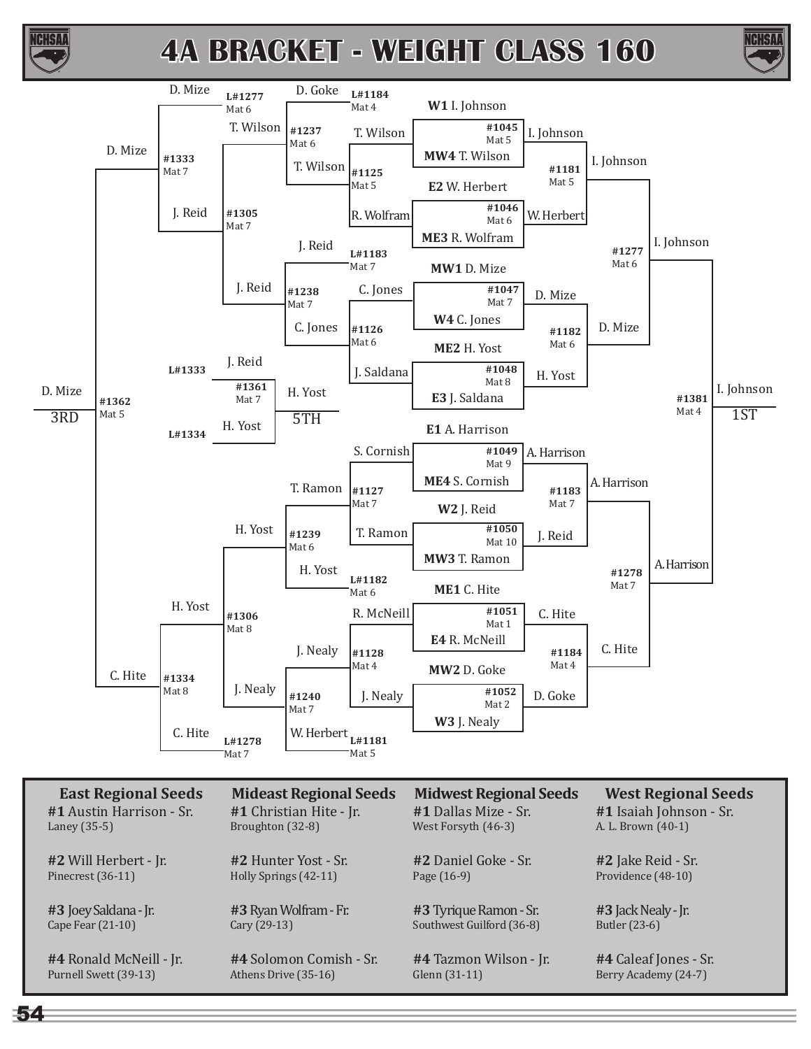# 4A BRACKET - WEIGHT CLASS 160

## Championship Bracket

**First Round**

| Bout | Mat | Wrestler 1 | Wrestler 2 | Winner |
| --- | --- | --- | --- | --- |
| #1045 | Mat 5 | W1 I. Johnson | MW4 T. Wilson | I. Johnson |
| #1046 | Mat 6 | E2 W. Herbert | ME3 R. Wolfram | W. Herbert |
| #1047 | Mat 7 | MW1 D. Mize | W4 C. Jones | D. Mize |
| #1048 | Mat 8 | ME2 H. Yost | E3 J. Saldana | H. Yost |
| #1049 | Mat 9 | E1 A. Harrison | ME4 S. Cornish | A. Harrison |
| #1050 | Mat 10 | W2 J. Reid | MW3 T. Ramon | J. Reid |
| #1051 | Mat 1 | ME1 C. Hite | E4 R. McNeill | C. Hite |
| #1052 | Mat 2 | MW2 D. Goke | W3 J. Nealy | D. Goke |

**Quarterfinals**

| Bout | Mat | Wrestler 1 | Wrestler 2 | Winner |
| --- | --- | --- | --- | --- |
| #1181 | Mat 5 | I. Johnson | W. Herbert | I. Johnson |
| #1182 | Mat 6 | D. Mize | H. Yost | D. Mize |
| #1183 | Mat 7 | A. Harrison | J. Reid | A. Harrison |
| #1184 | Mat 4 | C. Hite | D. Goke | C. Hite |

**Semifinals**

| Bout | Mat | Wrestler 1 | Wrestler 2 | Winner |
| --- | --- | --- | --- | --- |
| #1277 | Mat 6 | I. Johnson | D. Mize | I. Johnson |
| #1278 | Mat 7 | A. Harrison | C. Hite | A. Harrison |

**Final**

| Bout | Mat | Wrestler 1 | Wrestler 2 | Winner |
| --- | --- | --- | --- | --- |
| #1381 | Mat 4 | I. Johnson | A. Harrison | I. Johnson 1ST |

## Consolation Bracket

| Bout | Mat | Wrestler 1 | Wrestler 2 | Winner |
| --- | --- | --- | --- | --- |
| #1125 | Mat 5 | T. Wilson | R. Wolfram | T. Wilson |
| #1126 | Mat 6 | C. Jones | J. Saldana | C. Jones |
| #1127 | Mat 7 | S. Cornish | T. Ramon | T. Ramon |
| #1128 | Mat 4 | R. McNeill | J. Nealy | J. Nealy |
| #1237 | Mat 6 | D. Goke (L#1184, Mat 4) | T. Wilson | T. Wilson |
| #1238 | Mat 7 | J. Reid (L#1183, Mat 7) | C. Jones | J. Reid |
| #1239 | Mat 6 | T. Ramon | H. Yost (L#1182, Mat 6) | H. Yost |
| #1240 | Mat 7 | J. Nealy | W. Herbert (L#1181, Mat 5) | J. Nealy |
| #1305 | Mat 7 | T. Wilson | J. Reid | J. Reid |
| #1306 | Mat 8 | H. Yost | J. Nealy | H. Yost |
| #1333 | Mat 7 | D. Mize (L#1277, Mat 6) | J. Reid | D. Mize |
| #1334 | Mat 8 | H. Yost | C. Hite (L#1278, Mat 7) | C. Hite |
| #1361 | Mat 7 | J. Reid (L#1333) | H. Yost (L#1334) | H. Yost 5TH |
| #1362 | Mat 5 | D. Mize | C. Hite | D. Mize 3RD |

## Regional Seeds

**East Regional Seeds**
- #1 Austin Harrison - Sr. — Laney (35-5)
- #2 Will Herbert - Jr. — Pinecrest (36-11)
- #3 Joey Saldana - Jr. — Cape Fear (21-10)
- #4 Ronald McNeill - Jr. — Purnell Swett (39-13)

**Mideast Regional Seeds**
- #1 Christian Hite - Jr. — Broughton (32-8)
- #2 Hunter Yost - Sr. — Holly Springs (42-11)
- #3 Ryan Wolfram - Fr. — Cary (29-13)
- #4 Solomon Comish - Sr. — Athens Drive (35-16)

**Midwest Regional Seeds**
- #1 Dallas Mize - Sr. — West Forsyth (46-3)
- #2 Daniel Goke - Sr. — Page (16-9)
- #3 Tyrique Ramon - Sr. — Southwest Guilford (36-8)
- #4 Tazmon Wilson - Jr. — Glenn (31-11)

**West Regional Seeds**
- #1 Isaiah Johnson - Sr. — A. L. Brown (40-1)
- #2 Jake Reid - Sr. — Providence (48-10)
- #3 Jack Nealy - Jr. — Butler (23-6)
- #4 Caleaf Jones - Sr. — Berry Academy (24-7)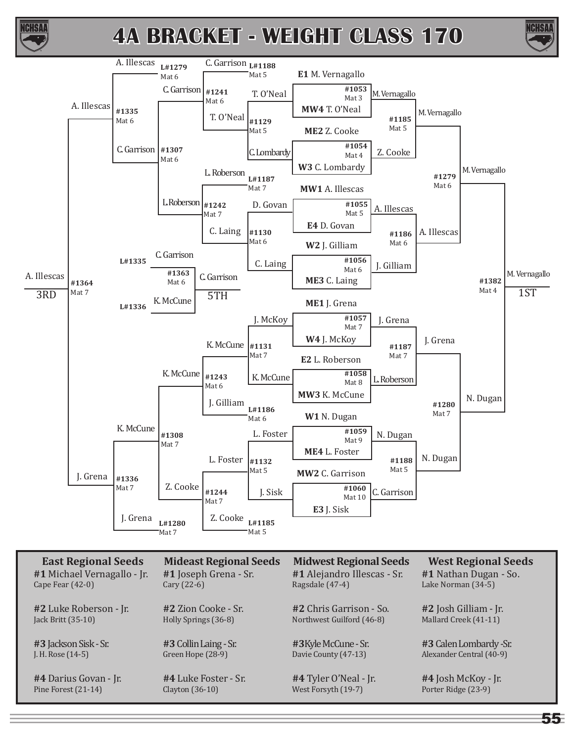# 4A BRACKET - WEIGHT CLASS 170

## Championship Bracket

### First Round

| Match | Mat | Wrestler 1 | Wrestler 2 | Winner |
|---|---|---|---|---|
| #1053 | Mat 3 | E1 M. Vernagallo | MW4 T. O'Neal | M. Vernagallo |
| #1054 | Mat 4 | ME2 Z. Cooke | W3 C. Lombardy | Z. Cooke |
| #1055 | Mat 5 | MW1 A. Illescas | E4 D. Govan | A. Illescas |
| #1056 | Mat 6 | W2 J. Gilliam | ME3 C. Laing | J. Gilliam |
| #1057 | Mat 7 | ME1 J. Grena | W4 J. McKoy | J. Grena |
| #1058 | Mat 8 | E2 L. Roberson | MW3 K. McCune | L. Roberson |
| #1059 | Mat 9 | W1 N. Dugan | ME4 L. Foster | N. Dugan |
| #1060 | Mat 10 | MW2 C. Garrison | E3 J. Sisk | C. Garrison |

### Quarterfinals

| Match | Mat | Wrestler 1 | Wrestler 2 | Winner |
|---|---|---|---|---|
| #1185 | Mat 5 | M. Vernagallo | Z. Cooke | M. Vernagallo |
| #1186 | Mat 6 | A. Illescas | J. Gilliam | A. Illescas |
| #1187 | Mat 7 | J. Grena | L. Roberson | J. Grena |
| #1188 | Mat 5 | N. Dugan | C. Garrison | N. Dugan |

### Semifinals

| Match | Mat | Wrestler 1 | Wrestler 2 | Winner |
|---|---|---|---|---|
| #1279 | Mat 6 | M. Vernagallo | A. Illescas | M. Vernagallo |
| #1280 | Mat 7 | J. Grena | N. Dugan | N. Dugan |

### Final

| Match | Mat | Wrestler 1 | Wrestler 2 | Winner |
|---|---|---|---|---|
| #1382 | Mat 4 | M. Vernagallo | N. Dugan | M. Vernagallo – 1ST |

## Consolation Bracket

### Consolation Round 1

| Match | Mat | Wrestler 1 | Wrestler 2 | Winner |
|---|---|---|---|---|
| #1129 | Mat 5 | T. O'Neal | C. Lombardy | T. O'Neal |
| #1130 | Mat 6 | D. Govan | C. Laing | C. Laing |
| #1131 | Mat 7 | J. McKoy | K. McCune | K. McCune |
| #1132 | Mat 5 | L. Foster | J. Sisk | L. Foster |

### Consolation Round 2

| Match | Mat | Wrestler 1 | Wrestler 2 | Winner |
|---|---|---|---|---|
| #1241 | Mat 6 | C. Garrison (L#1188, Mat 5) | T. O'Neal | C. Garrison |
| #1242 | Mat 7 | L. Roberson (L#1187, Mat 7) | C. Laing | L. Roberson |
| #1243 | Mat 6 | K. McCune | J. Gilliam (L#1186, Mat 6) | K. McCune |
| #1244 | Mat 7 | L. Foster | Z. Cooke (L#1185, Mat 5) | Z. Cooke |

### Consolation Quarterfinals

| Match | Mat | Wrestler 1 | Wrestler 2 | Winner |
|---|---|---|---|---|
| #1307 | Mat 6 | C. Garrison | L. Roberson | C. Garrison |
| #1308 | Mat 7 | K. McCune | Z. Cooke | K. McCune |

### Consolation Semifinals

| Match | Mat | Wrestler 1 | Wrestler 2 | Winner |
|---|---|---|---|---|
| #1335 | Mat 6 | A. Illescas (L#1279, Mat 6) | C. Garrison | A. Illescas |
| #1336 | Mat 7 | K. McCune | J. Grena (L#1280, Mat 7) | J. Grena |

### 3rd Place

| Match | Mat | Wrestler 1 | Wrestler 2 | Winner |
|---|---|---|---|---|
| #1364 | Mat 7 | A. Illescas | J. Grena | A. Illescas – 3RD |

### 5th Place

| Match | Mat | Wrestler 1 | Wrestler 2 | Winner |
|---|---|---|---|---|
| #1363 | Mat 6 | C. Garrison (L#1335) | K. McCune (L#1336) | C. Garrison – 5TH |

## Regional Seeds

| East Regional Seeds | Mideast Regional Seeds | Midwest Regional Seeds | West Regional Seeds |
|---|---|---|---|
| **#1** Michael Vernagallo - Jr. Cape Fear (42-0) | **#1** Joseph Grena - Sr. Cary (22-6) | **#1** Alejandro Illescas - Sr. Ragsdale (47-4) | **#1** Nathan Dugan - So. Lake Norman (34-5) |
| **#2** Luke Roberson - Jr. Jack Britt (35-10) | **#2** Zion Cooke - Sr. Holly Springs (36-8) | **#2** Chris Garrison - So. Northwest Guilford (46-8) | **#2** Josh Gilliam - Jr. Mallard Creek (41-11) |
| **#3** Jackson Sisk - Sr. J. H. Rose (14-5) | **#3** Collin Laing - Sr. Green Hope (28-9) | **#3** Kyle McCune - Sr. Davie County (47-13) | **#3** Calen Lombardy - Sr. Alexander Central (40-9) |
| **#4** Darius Govan - Jr. Pine Forest (21-14) | **#4** Luke Foster - Sr. Clayton (36-10) | **#4** Tyler O'Neal - Jr. West Forsyth (19-7) | **#4** Josh McKoy - Jr. Porter Ridge (23-9) |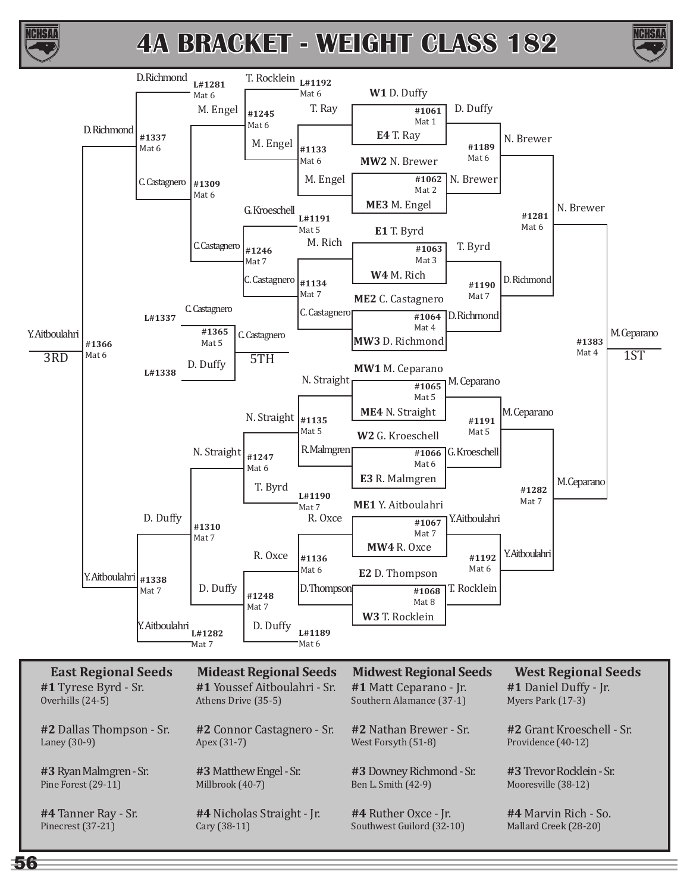# 4A BRACKET - WEIGHT CLASS 182

## Championship Bracket

| Match | Mat | Wrestler 1 | Wrestler 2 | Winner |
|---|---|---|---|---|
| #1061 | Mat 1 | W1 D. Duffy | E4 T. Ray | D. Duffy |
| #1062 | Mat 2 | MW2 N. Brewer | ME3 M. Engel | N. Brewer |
| #1063 | Mat 3 | E1 T. Byrd | W4 M. Rich | T. Byrd |
| #1064 | Mat 4 | ME2 C. Castagnero | MW3 D. Richmond | D.Richmond |
| #1065 | Mat 5 | MW1 M. Ceparano | ME4 N. Straight | M. Ceparano |
| #1066 | Mat 6 | W2 G. Kroeschell | E3 R. Malmgren | G. Kroeschell |
| #1067 | Mat 7 | ME1 Y. Aitboulahri | MW4 R. Oxce | Y.Aitboulahri |
| #1068 | Mat 8 | E2 D. Thompson | W3 T. Rocklein | T. Rocklein |
| #1189 | Mat 6 | D. Duffy | N. Brewer | N. Brewer |
| #1190 | Mat 7 | T. Byrd | D.Richmond | D.Richmond |
| #1191 | Mat 5 | M. Ceparano | G. Kroeschell | M.Ceparano |
| #1192 | Mat 6 | Y.Aitboulahri | T. Rocklein | Y.Aitboulahri |
| #1281 | Mat 6 | N. Brewer | D.Richmond | N. Brewer |
| #1282 | Mat 7 | M.Ceparano | Y.Aitboulahri | M.Ceparano |
| #1383 | Mat 4 | N. Brewer | M.Ceparano | M.Ceparano – 1ST |

## Consolation Bracket

| Match | Mat | Wrestler 1 | Wrestler 2 | Winner |
|---|---|---|---|---|
| #1133 | Mat 6 | T. Ray | M. Engel | M. Engel |
| #1134 | Mat 7 | M. Rich | C. Castagnero | C. Castagnero |
| #1135 | Mat 5 | N. Straight | R.Malmgren | N. Straight |
| #1136 | Mat 6 | R. Oxce | D.Thompson | R. Oxce |
| #1245 | Mat 6 | T. Rocklein (L#1192) | M. Engel | M. Engel |
| #1246 | Mat 7 | G.Kroeschell (L#1191) | C.Castagnero | C.Castagnero |
| #1247 | Mat 6 | N. Straight | T. Byrd (L#1190) | N. Straight |
| #1248 | Mat 7 | R. Oxce | D. Duffy (L#1189) | D. Duffy |
| #1309 | Mat 6 | M. Engel | C.Castagnero | C. Castagnero |
| #1310 | Mat 7 | N. Straight | D. Duffy | D. Duffy |
| #1337 | Mat 6 | D.Richmond (L#1281) | C. Castagnero | D.Richmond |
| #1338 | Mat 7 | D. Duffy | Y.Aitboulahri (L#1282) | Y.Aitboulahri |
| #1365 | Mat 5 | C. Castagnero (L#1337) | D. Duffy (L#1338) | C. Castagnero – 5TH |
| #1366 | Mat 6 | D.Richmond | Y.Aitboulahri | Y.Aitboulahri – 3RD |

## Regional Seeds

| East Regional Seeds | Mideast Regional Seeds | Midwest Regional Seeds | West Regional Seeds |
|---|---|---|---|
| **#1** Tyrese Byrd - Sr.<br>Overhills (24-5) | **#1** Youssef Aitboulahri - Sr.<br>Athens Drive (35-5) | **#1** Matt Ceparano - Jr.<br>Southern Alamance (37-1) | **#1** Daniel Duffy - Jr.<br>Myers Park (17-3) |
| **#2** Dallas Thompson - Sr.<br>Laney (30-9) | **#2** Connor Castagnero - Sr.<br>Apex (31-7) | **#2** Nathan Brewer - Sr.<br>West Forsyth (51-8) | **#2** Grant Kroeschell - Sr.<br>Providence (40-12) |
| **#3** Ryan Malmgren - Sr.<br>Pine Forest (29-11) | **#3** Matthew Engel - Sr.<br>Millbrook (40-7) | **#3** Downey Richmond - Sr.<br>Ben L. Smith (42-9) | **#3** Trevor Rocklein - Sr.<br>Mooresville (38-12) |
| **#4** Tanner Ray - Sr.<br>Pinecrest (37-21) | **#4** Nicholas Straight - Jr.<br>Cary (38-11) | **#4** Ruther Oxce - Jr.<br>Southwest Guilord (32-10) | **#4** Marvin Rich - So.<br>Mallard Creek (28-20) |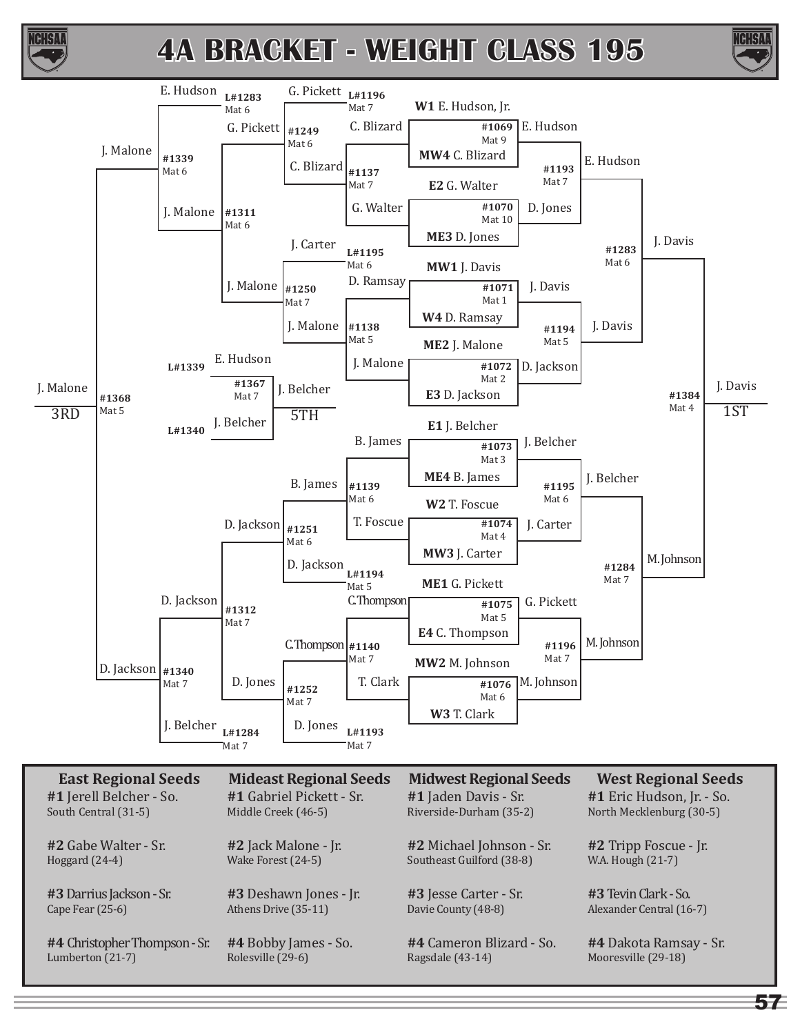# 4A BRACKET - WEIGHT CLASS 195

## Championship Bracket

### First Round

| Match | Mat | Wrestler 1 | Wrestler 2 | Winner |
|---|---|---|---|---|
| #1069 | Mat 9 | W1 E. Hudson, Jr. | MW4 C. Blizard | E. Hudson |
| #1070 | Mat 10 | E2 G. Walter | ME3 D. Jones | D. Jones |
| #1071 | Mat 1 | MW1 J. Davis | W4 D. Ramsay | J. Davis |
| #1072 | Mat 2 | ME2 J. Malone | E3 D. Jackson | D. Jackson |
| #1073 | Mat 3 | E1 J. Belcher | ME4 B. James | J. Belcher |
| #1074 | Mat 4 | W2 T. Foscue | MW3 J. Carter | J. Carter |
| #1075 | Mat 5 | ME1 G. Pickett | E4 C. Thompson | G. Pickett |
| #1076 | Mat 6 | MW2 M. Johnson | W3 T. Clark | M. Johnson |

### Quarterfinals

| Match | Mat | Wrestler 1 | Wrestler 2 | Winner |
|---|---|---|---|---|
| #1193 | Mat 7 | E. Hudson | D. Jones | E. Hudson |
| #1194 | Mat 5 | J. Davis | D. Jackson | J. Davis |
| #1195 | Mat 6 | J. Belcher | J. Carter | J. Belcher |
| #1196 | Mat 7 | G. Pickett | M. Johnson | M. Johnson |

### Semifinals

| Match | Mat | Wrestler 1 | Wrestler 2 | Winner |
|---|---|---|---|---|
| #1283 | Mat 6 | E. Hudson | J. Davis | J. Davis |
| #1284 | Mat 7 | J. Belcher | M. Johnson | M. Johnson |

### Final

| Match | Mat | Wrestler 1 | Wrestler 2 | Winner |
|---|---|---|---|---|
| #1384 | Mat 4 | J. Davis | M. Johnson | J. Davis - 1ST |

## Consolation Bracket

| Match | Mat | Wrestler 1 | Wrestler 2 | Winner |
|---|---|---|---|---|
| #1137 | Mat 7 | C. Blizard | G. Walter | C. Blizard |
| #1138 | Mat 5 | D. Ramsay | J. Malone | J. Malone |
| #1139 | Mat 6 | B. James | T. Foscue | B. James |
| #1140 | Mat 7 | C. Thompson | T. Clark | C. Thompson |
| #1249 | Mat 6 | G. Pickett (L#1196, Mat 7) | C. Blizard | G. Pickett |
| #1250 | Mat 7 | J. Carter (L#1195, Mat 6) | J. Malone | J. Malone |
| #1251 | Mat 6 | B. James | D. Jackson (L#1194, Mat 5) | D. Jackson |
| #1252 | Mat 7 | C. Thompson | D. Jones (L#1193, Mat 7) | D. Jones |
| #1311 | Mat 6 | G. Pickett | J. Malone | J. Malone |
| #1312 | Mat 7 | D. Jackson | D. Jones | D. Jackson |
| #1339 | Mat 6 | E. Hudson (L#1283, Mat 6) | J. Malone | J. Malone |
| #1340 | Mat 7 | D. Jackson | J. Belcher (L#1284, Mat 7) | D. Jackson |
| #1368 | Mat 5 | J. Malone | D. Jackson | J. Malone - 3RD |
| #1367 | Mat 7 | E. Hudson (L#1339) | J. Belcher (L#1340) | J. Belcher - 5TH |

## Regional Seeds

| East Regional Seeds | Mideast Regional Seeds | Midwest Regional Seeds | West Regional Seeds |
|---|---|---|---|
| **#1** Jerell Belcher - So.<br>South Central (31-5) | **#1** Gabriel Pickett - Sr.<br>Middle Creek (46-5) | **#1** Jaden Davis - Sr.<br>Riverside-Durham (35-2) | **#1** Eric Hudson, Jr. - So.<br>North Mecklenburg (30-5) |
| **#2** Gabe Walter - Sr.<br>Hoggard (24-4) | **#2** Jack Malone - Jr.<br>Wake Forest (24-5) | **#2** Michael Johnson - Sr.<br>Southeast Guilford (38-8) | **#2** Tripp Foscue - Jr.<br>W.A. Hough (21-7) |
| **#3** Darrius Jackson - Sr.<br>Cape Fear (25-6) | **#3** Deshawn Jones - Jr.<br>Athens Drive (35-11) | **#3** Jesse Carter - Sr.<br>Davie County (48-8) | **#3** Tevin Clark - So.<br>Alexander Central (16-7) |
| **#4** Christopher Thompson - Sr.<br>Lumberton (21-7) | **#4** Bobby James - So.<br>Rolesville (29-6) | **#4** Cameron Blizard - So.<br>Ragsdale (43-14) | **#4** Dakota Ramsay - Sr.<br>Mooresville (29-18) |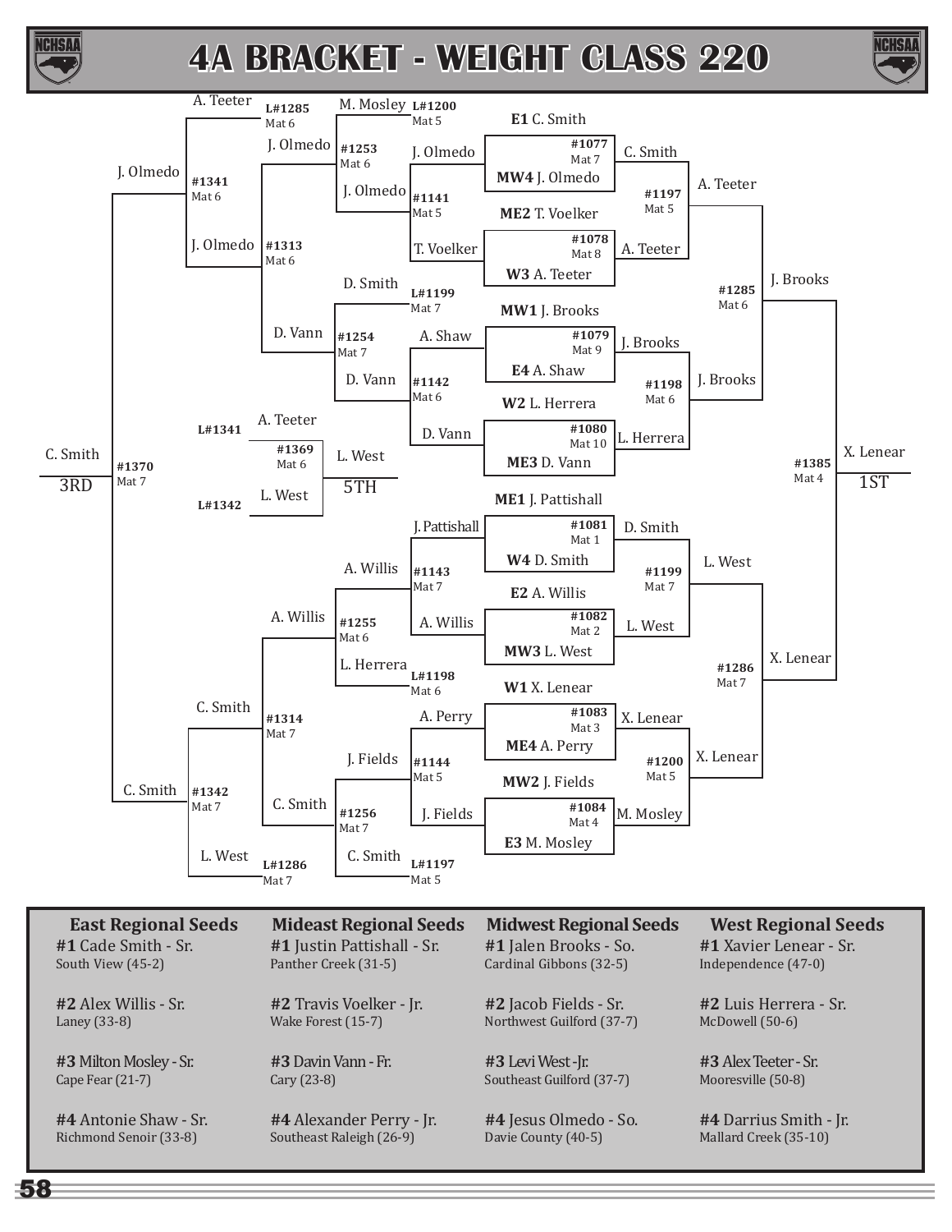# 4A BRACKET - WEIGHT CLASS 220

## Championship Bracket

### First Round

| Bout | Mat | Wrestler 1 | Wrestler 2 | Winner |
|---|---|---|---|---|
| #1077 | Mat 7 | E1 C. Smith | MW4 J. Olmedo | C. Smith |
| #1078 | Mat 8 | ME2 T. Voelker | W3 A. Teeter | A. Teeter |
| #1079 | Mat 9 | MW1 J. Brooks | E4 A. Shaw | J. Brooks |
| #1080 | Mat 10 | W2 L. Herrera | ME3 D. Vann | L. Herrera |
| #1081 | Mat 1 | ME1 J. Pattishall | W4 D. Smith | D. Smith |
| #1082 | Mat 2 | E2 A. Willis | MW3 L. West | L. West |
| #1083 | Mat 3 | W1 X. Lenear | ME4 A. Perry | X. Lenear |
| #1084 | Mat 4 | MW2 J. Fields | E3 M. Mosley | M. Mosley |

### Quarterfinals

| Bout | Mat | Wrestler 1 | Wrestler 2 | Winner |
|---|---|---|---|---|
| #1197 | Mat 5 | C. Smith | A. Teeter | A. Teeter |
| #1198 | Mat 6 | J. Brooks | L. Herrera | J. Brooks |
| #1199 | Mat 7 | D. Smith | L. West | L. West |
| #1200 | Mat 5 | X. Lenear | M. Mosley | X. Lenear |

### Semifinals

| Bout | Mat | Wrestler 1 | Wrestler 2 | Winner |
|---|---|---|---|---|
| #1285 | Mat 6 | A. Teeter | J. Brooks | J. Brooks |
| #1286 | Mat 7 | L. West | X. Lenear | X. Lenear |

### Final

| Bout | Mat | Wrestler 1 | Wrestler 2 | Winner |
|---|---|---|---|---|
| #1385 | Mat 4 | J. Brooks | X. Lenear | X. Lenear — 1ST |

## Consolation Bracket

### Consolation First Round

| Bout | Mat | Wrestler 1 | Wrestler 2 | Winner |
|---|---|---|---|---|
| #1141 | Mat 5 | J. Olmedo | T. Voelker | J. Olmedo |
| #1142 | Mat 6 | A. Shaw | D. Vann | D. Vann |
| #1143 | Mat 7 | J. Pattishall | A. Willis | A. Willis |
| #1144 | Mat 5 | A. Perry | J. Fields | J. Fields |

### Consolation Second Round

| Bout | Mat | Wrestler 1 | Wrestler 2 | Winner |
|---|---|---|---|---|
| #1253 | Mat 6 | M. Mosley (L#1200, Mat 5) | J. Olmedo | J. Olmedo |
| #1254 | Mat 7 | D. Smith (L#1199, Mat 7) | D. Vann | D. Vann |
| #1255 | Mat 6 | A. Willis | L. Herrera (L#1198, Mat 6) | A. Willis |
| #1256 | Mat 7 | J. Fields | C. Smith (L#1197, Mat 5) | C. Smith |

### Consolation Quarterfinals

| Bout | Mat | Wrestler 1 | Wrestler 2 | Winner |
|---|---|---|---|---|
| #1313 | Mat 6 | J. Olmedo | D. Vann | J. Olmedo |
| #1314 | Mat 7 | A. Willis | C. Smith | C. Smith |

### Consolation Semifinals

| Bout | Mat | Wrestler 1 | Wrestler 2 | Winner |
|---|---|---|---|---|
| #1341 | Mat 6 | A. Teeter (L#1285, Mat 6) | J. Olmedo | J. Olmedo |
| #1342 | Mat 7 | C. Smith | L. West (L#1286, Mat 7) | C. Smith |

### 3rd Place

| Bout | Mat | Wrestler 1 | Wrestler 2 | Winner |
|---|---|---|---|---|
| #1370 | Mat 7 | J. Olmedo | C. Smith | C. Smith — 3RD |

### 5th Place

| Bout | Mat | Wrestler 1 | Wrestler 2 | Winner |
|---|---|---|---|---|
| #1369 | Mat 6 | A. Teeter (L#1341) | L. West (L#1342) | L. West — 5TH |

## Regional Seeds

| East Regional Seeds | Mideast Regional Seeds | Midwest Regional Seeds | West Regional Seeds |
|---|---|---|---|
| **#1** Cade Smith - Sr.<br>South View (45-2) | **#1** Justin Pattishall - Sr.<br>Panther Creek (31-5) | **#1** Jalen Brooks - So.<br>Cardinal Gibbons (32-5) | **#1** Xavier Lenear - Sr.<br>Independence (47-0) |
| **#2** Alex Willis - Sr.<br>Laney (33-8) | **#2** Travis Voelker - Jr.<br>Wake Forest (15-7) | **#2** Jacob Fields - Sr.<br>Northwest Guilford (37-7) | **#2** Luis Herrera - Sr.<br>McDowell (50-6) |
| **#3** Milton Mosley - Sr.<br>Cape Fear (21-7) | **#3** Davin Vann - Fr.<br>Cary (23-8) | **#3** Levi West - Jr.<br>Southeast Guilford (37-7) | **#3** Alex Teeter - Sr.<br>Mooresville (50-8) |
| **#4** Antonie Shaw - Sr.<br>Richmond Senoir (33-8) | **#4** Alexander Perry - Jr.<br>Southeast Raleigh (26-9) | **#4** Jesus Olmedo - So.<br>Davie County (40-5) | **#4** Darrius Smith - Jr.<br>Mallard Creek (35-10) |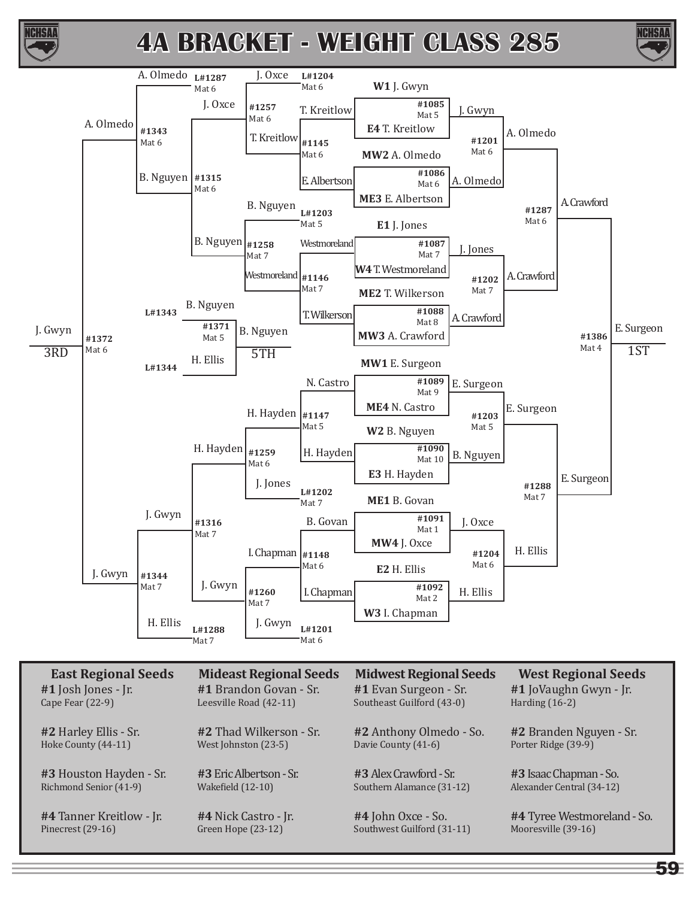# 4A BRACKET - WEIGHT CLASS 285

W1 J. Gwyn
#1085 Mat 5
E4 T. Kreitlow

MW2 A. Olmedo
#1086 Mat 6
ME3 E. Albertson

E1 J. Jones
#1087 Mat 7
W4 T. Westmoreland

ME2 T. Wilkerson
#1088 Mat 8
MW3 A. Crawford

MW1 E. Surgeon
#1089 Mat 9
ME4 N. Castro

W2 B. Nguyen
#1090 Mat 10
E3 H. Hayden

ME1 B. Govan
#1091 Mat 1
MW4 J. Oxce

E2 H. Ellis
#1092 Mat 2
W3 I. Chapman

T. Kreitlow
E. Albertson
#1145 Mat 6
T. Kreitlow

Westmoreland
T. Wilkerson
#1146 Mat 7
Westmoreland

N. Castro
H. Hayden
#1147 Mat 5
H. Hayden

B. Govan
I. Chapman
#1148 Mat 6
I. Chapman

J. Gwyn
A. Olmedo
#1201 Mat 6
A. Olmedo

J. Jones
A. Crawford
#1202 Mat 7
A. Crawford

E. Surgeon
B. Nguyen
#1203 Mat 5
E. Surgeon

J. Oxce
H. Ellis
#1204 Mat 6
H. Ellis

A. Olmedo
A. Crawford
#1287 Mat 6
A. Crawford

E. Surgeon
H. Ellis
#1288 Mat 7
E. Surgeon

A. Crawford
E. Surgeon
#1386 Mat 4
E. Surgeon
1ST

J. Oxce (L#1204 Mat 6)
T. Kreitlow
#1257 Mat 6
J. Oxce

B. Nguyen (L#1203 Mat 5)
Westmoreland
#1258 Mat 7
B. Nguyen

H. Hayden
J. Jones (L#1202 Mat 7)
#1259 Mat 6
H. Hayden

I. Chapman
J. Gwyn (L#1201 Mat 6)
#1260 Mat 7
J. Gwyn

J. Oxce
B. Nguyen
#1315 Mat 6
B. Nguyen

H. Hayden
J. Gwyn
#1316 Mat 7
J. Gwyn

A. Olmedo (L#1287 Mat 6)
B. Nguyen
#1343 Mat 6
A. Olmedo

J. Gwyn
H. Ellis (L#1288 Mat 7)
#1344 Mat 7
J. Gwyn

A. Olmedo
J. Gwyn
#1372 Mat 6
J. Gwyn
3RD

B. Nguyen (L#1343)
H. Ellis (L#1344)
#1371 Mat 5
B. Nguyen
5TH

| East Regional Seeds | Mideast Regional Seeds | Midwest Regional Seeds | West Regional Seeds |
|---|---|---|---|
| **#1** Josh Jones - Jr. Cape Fear (22-9) | **#1** Brandon Govan - Sr. Leesville Road (42-11) | **#1** Evan Surgeon - Sr. Southeast Guilford (43-0) | **#1** JoVaughn Gwyn - Jr. Harding (16-2) |
| **#2** Harley Ellis - Sr. Hoke County (44-11) | **#2** Thad Wilkerson - Sr. West Johnston (23-5) | **#2** Anthony Olmedo - So. Davie County (41-6) | **#2** Branden Nguyen - Sr. Porter Ridge (39-9) |
| **#3** Houston Hayden - Sr. Richmond Senior (41-9) | **#3** Eric Albertson - Sr. Wakefield (12-10) | **#3** Alex Crawford - Sr. Southern Alamance (31-12) | **#3** Isaac Chapman - So. Alexander Central (34-12) |
| **#4** Tanner Kreitlow - Jr. Pinecrest (29-16) | **#4** Nick Castro - Jr. Green Hope (23-12) | **#4** John Oxce - So. Southwest Guilford (31-11) | **#4** Tyree Westmoreland - So. Mooresville (39-16) |